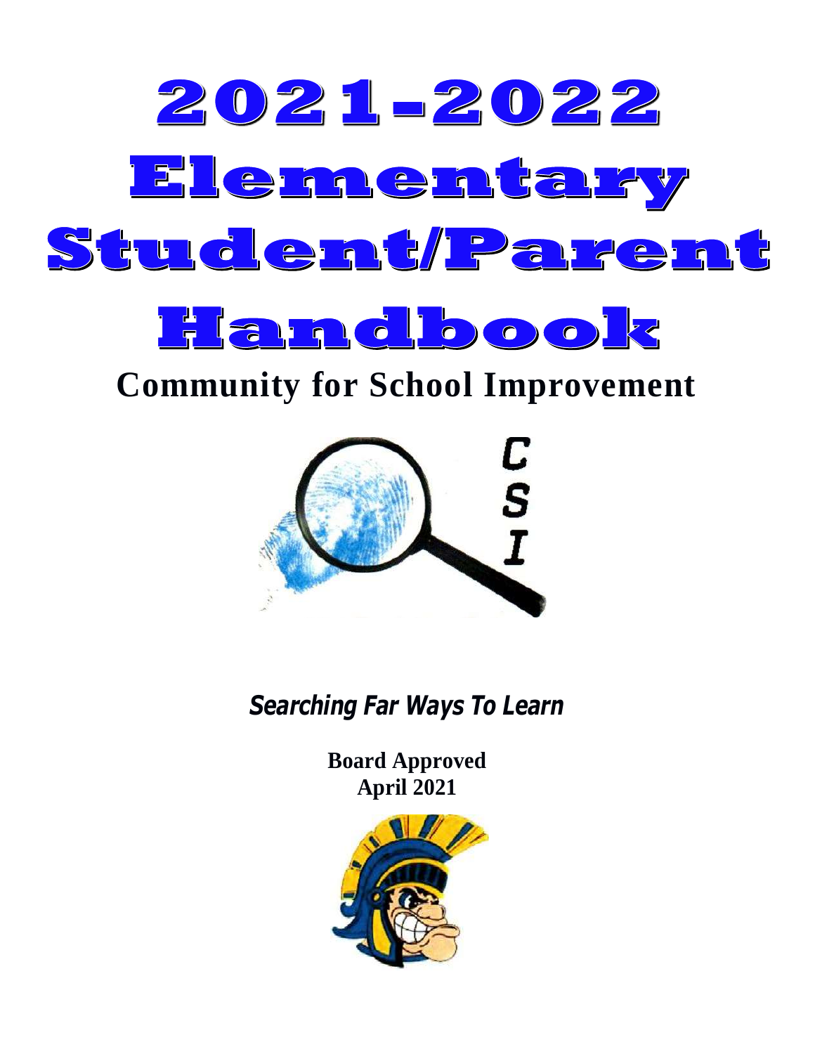# 2021-2022 Elementary Student/Parent Handbook

## Community for School Improvement

C
S
I

***Searching Far Ways To Learn***

**Board Approved**
**April 2021**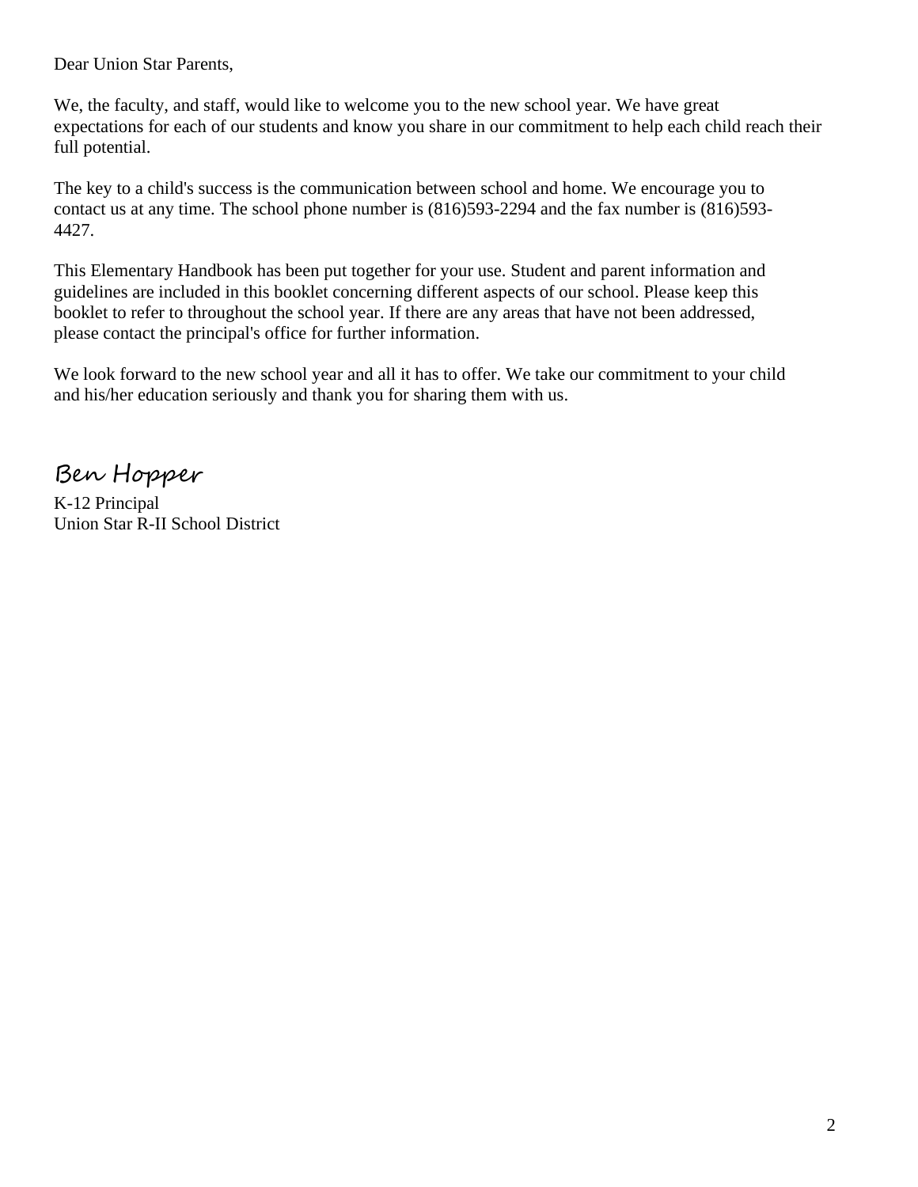Dear Union Star Parents,

We, the faculty, and staff, would like to welcome you to the new school year. We have great expectations for each of our students and know you share in our commitment to help each child reach their full potential.

The key to a child's success is the communication between school and home. We encourage you to contact us at any time. The school phone number is (816)593-2294 and the fax number is (816)593-4427.

This Elementary Handbook has been put together for your use. Student and parent information and guidelines are included in this booklet concerning different aspects of our school. Please keep this booklet to refer to throughout the school year. If there are any areas that have not been addressed, please contact the principal's office for further information.

We look forward to the new school year and all it has to offer. We take our commitment to your child and his/her education seriously and thank you for sharing them with us.

Ben Hopper

K-12 Principal
Union Star R-II School District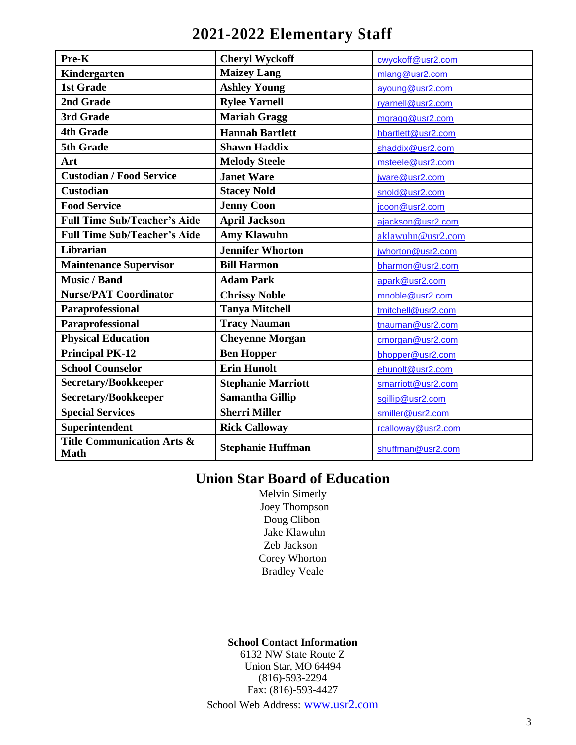# 2021-2022 Elementary Staff

| Position | Name | Email |
|---|---|---|
| **Pre-K** | **Cheryl Wyckoff** | cwyckoff@usr2.com |
| **Kindergarten** | **Maizey Lang** | mlang@usr2.com |
| **1st Grade** | **Ashley Young** | ayoung@usr2.com |
| **2nd Grade** | **Rylee Yarnell** | ryarnell@usr2.com |
| **3rd Grade** | **Mariah Gragg** | mgragg@usr2.com |
| **4th Grade** | **Hannah Bartlett** | hbartlett@usr2.com |
| **5th Grade** | **Shawn Haddix** | shaddix@usr2.com |
| **Art** | **Melody Steele** | msteele@usr2.com |
| **Custodian / Food Service** | **Janet Ware** | jware@usr2.com |
| **Custodian** | **Stacey Nold** | snold@usr2.com |
| **Food Service** | **Jenny Coon** | jcoon@usr2.com |
| **Full Time Sub/Teacher's Aide** | **April Jackson** | ajackson@usr2.com |
| **Full Time Sub/Teacher's Aide** | **Amy Klawuhn** | aklawuhn@usr2.com |
| **Librarian** | **Jennifer Whorton** | jwhorton@usr2.com |
| **Maintenance Supervisor** | **Bill Harmon** | bharmon@usr2.com |
| **Music / Band** | **Adam Park** | apark@usr2.com |
| **Nurse/PAT Coordinator** | **Chrissy Noble** | mnoble@usr2.com |
| **Paraprofessional** | **Tanya Mitchell** | tmitchell@usr2.com |
| **Paraprofessional** | **Tracy Nauman** | tnauman@usr2.com |
| **Physical Education** | **Cheyenne Morgan** | cmorgan@usr2.com |
| **Principal PK-12** | **Ben Hopper** | bhopper@usr2.com |
| **School Counselor** | **Erin Hunolt** | ehunolt@usr2.com |
| **Secretary/Bookkeeper** | **Stephanie Marriott** | smarriott@usr2.com |
| **Secretary/Bookkeeper** | **Samantha Gillip** | sgillip@usr2.com |
| **Special Services** | **Sherri Miller** | smiller@usr2.com |
| **Superintendent** | **Rick Calloway** | rcalloway@usr2.com |
| **Title Communication Arts & Math** | **Stephanie Huffman** | shuffman@usr2.com |

## Union Star Board of Education

Melvin Simerly
Joey Thompson
Doug Clibon
Jake Klawuhn
Zeb Jackson
Corey Whorton
Bradley Veale

**School Contact Information**
6132 NW State Route Z
Union Star, MO 64494
(816)-593-2294
Fax: (816)-593-4427
School Web Address: www.usr2.com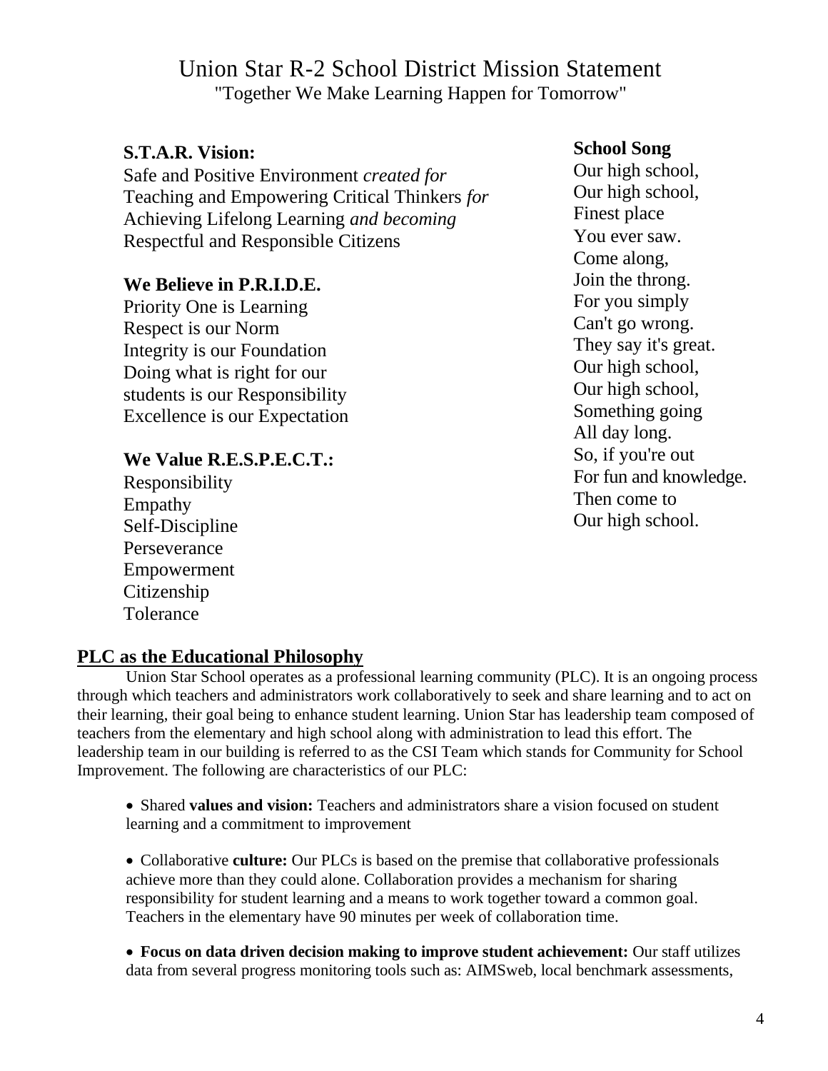# Union Star R-2 School District Mission Statement

"Together We Make Learning Happen for Tomorrow"

**S.T.A.R. Vision:**

Safe and Positive Environment *created for*
Teaching and Empowering Critical Thinkers *for*
Achieving Lifelong Learning *and becoming*
Respectful and Responsible Citizens

**We Believe in P.R.I.D.E.**

Priority One is Learning
Respect is our Norm
Integrity is our Foundation
Doing what is right for our students is our Responsibility
Excellence is our Expectation

**We Value R.E.S.P.E.C.T.:**

Responsibility
Empathy
Self-Discipline
Perseverance
Empowerment
Citizenship
Tolerance

**School Song**

Our high school,
Our high school,
Finest place
You ever saw.
Come along,
Join the throng.
For you simply
Can't go wrong.
They say it's great.
Our high school,
Our high school,
Something going
All day long.
So, if you're out
For fun and knowledge.
Then come to
Our high school.

## PLC as the Educational Philosophy

Union Star School operates as a professional learning community (PLC). It is an ongoing process through which teachers and administrators work collaboratively to seek and share learning and to act on their learning, their goal being to enhance student learning. Union Star has leadership team composed of teachers from the elementary and high school along with administration to lead this effort. The leadership team in our building is referred to as the CSI Team which stands for Community for School Improvement. The following are characteristics of our PLC:

- Shared **values and vision:** Teachers and administrators share a vision focused on student learning and a commitment to improvement

- Collaborative **culture:** Our PLCs is based on the premise that collaborative professionals achieve more than they could alone. Collaboration provides a mechanism for sharing responsibility for student learning and a means to work together toward a common goal. Teachers in the elementary have 90 minutes per week of collaboration time.

- **Focus on data driven decision making to improve student achievement:** Our staff utilizes data from several progress monitoring tools such as: AIMSweb, local benchmark assessments,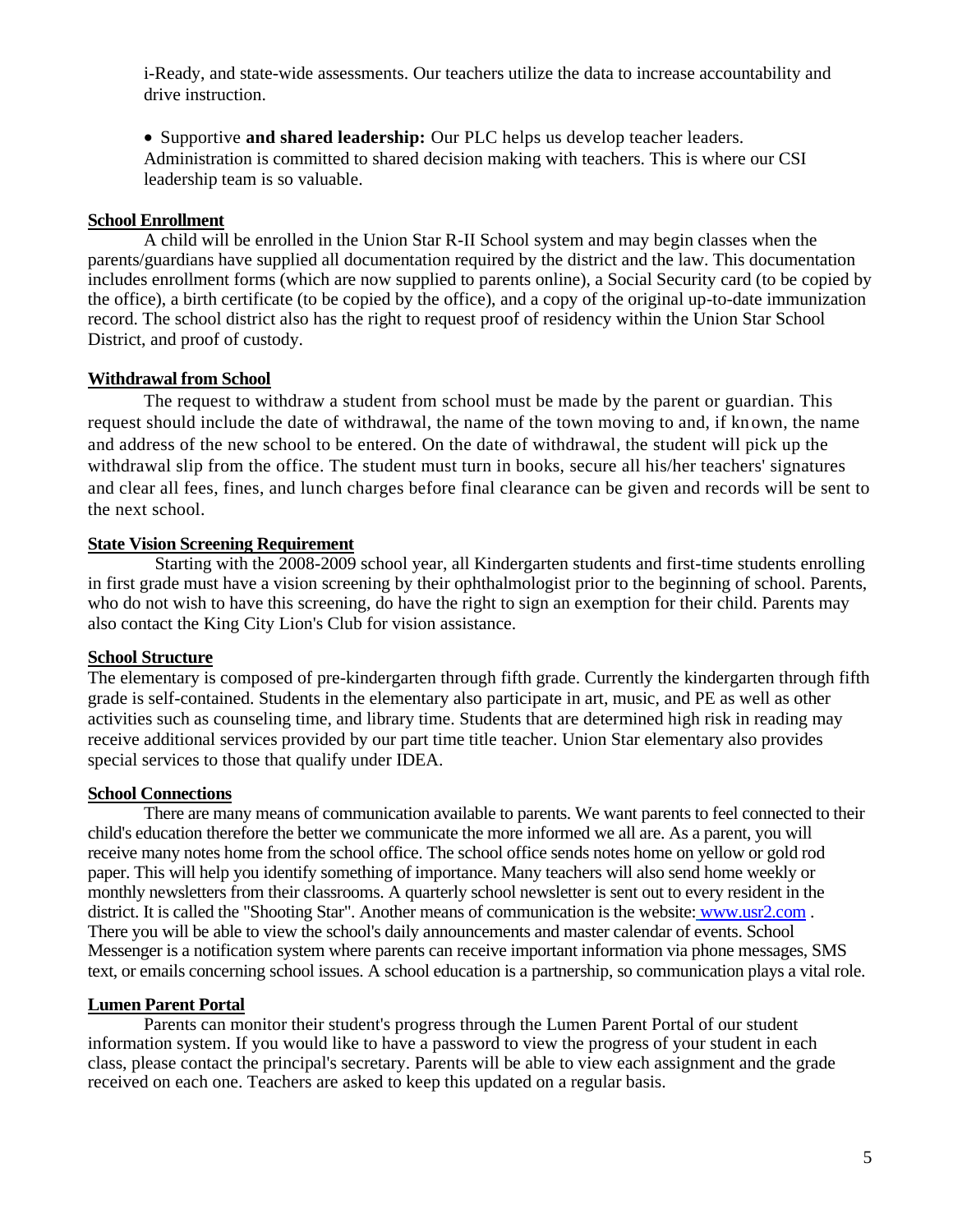i-Ready, and state-wide assessments. Our teachers utilize the data to increase accountability and drive instruction.

- Supportive **and shared leadership:** Our PLC helps us develop teacher leaders. Administration is committed to shared decision making with teachers. This is where our CSI leadership team is so valuable.

**School Enrollment**

A child will be enrolled in the Union Star R-II School system and may begin classes when the parents/guardians have supplied all documentation required by the district and the law. This documentation includes enrollment forms (which are now supplied to parents online), a Social Security card (to be copied by the office), a birth certificate (to be copied by the office), and a copy of the original up-to-date immunization record. The school district also has the right to request proof of residency within the Union Star School District, and proof of custody.

**Withdrawal from School**

The request to withdraw a student from school must be made by the parent or guardian. This request should include the date of withdrawal, the name of the town moving to and, if known, the name and address of the new school to be entered. On the date of withdrawal, the student will pick up the withdrawal slip from the office. The student must turn in books, secure all his/her teachers' signatures and clear all fees, fines, and lunch charges before final clearance can be given and records will be sent to the next school.

**State Vision Screening Requirement**

Starting with the 2008-2009 school year, all Kindergarten students and first-time students enrolling in first grade must have a vision screening by their ophthalmologist prior to the beginning of school. Parents, who do not wish to have this screening, do have the right to sign an exemption for their child. Parents may also contact the King City Lion's Club for vision assistance.

**School Structure**

The elementary is composed of pre-kindergarten through fifth grade. Currently the kindergarten through fifth grade is self-contained. Students in the elementary also participate in art, music, and PE as well as other activities such as counseling time, and library time. Students that are determined high risk in reading may receive additional services provided by our part time title teacher. Union Star elementary also provides special services to those that qualify under IDEA.

**School Connections**

There are many means of communication available to parents. We want parents to feel connected to their child's education therefore the better we communicate the more informed we all are. As a parent, you will receive many notes home from the school office. The school office sends notes home on yellow or gold rod paper. This will help you identify something of importance. Many teachers will also send home weekly or monthly newsletters from their classrooms. A quarterly school newsletter is sent out to every resident in the district. It is called the "Shooting Star". Another means of communication is the website: www.usr2.com . There you will be able to view the school's daily announcements and master calendar of events. School Messenger is a notification system where parents can receive important information via phone messages, SMS text, or emails concerning school issues. A school education is a partnership, so communication plays a vital role.

**Lumen Parent Portal**

Parents can monitor their student's progress through the Lumen Parent Portal of our student information system. If you would like to have a password to view the progress of your student in each class, please contact the principal's secretary. Parents will be able to view each assignment and the grade received on each one. Teachers are asked to keep this updated on a regular basis.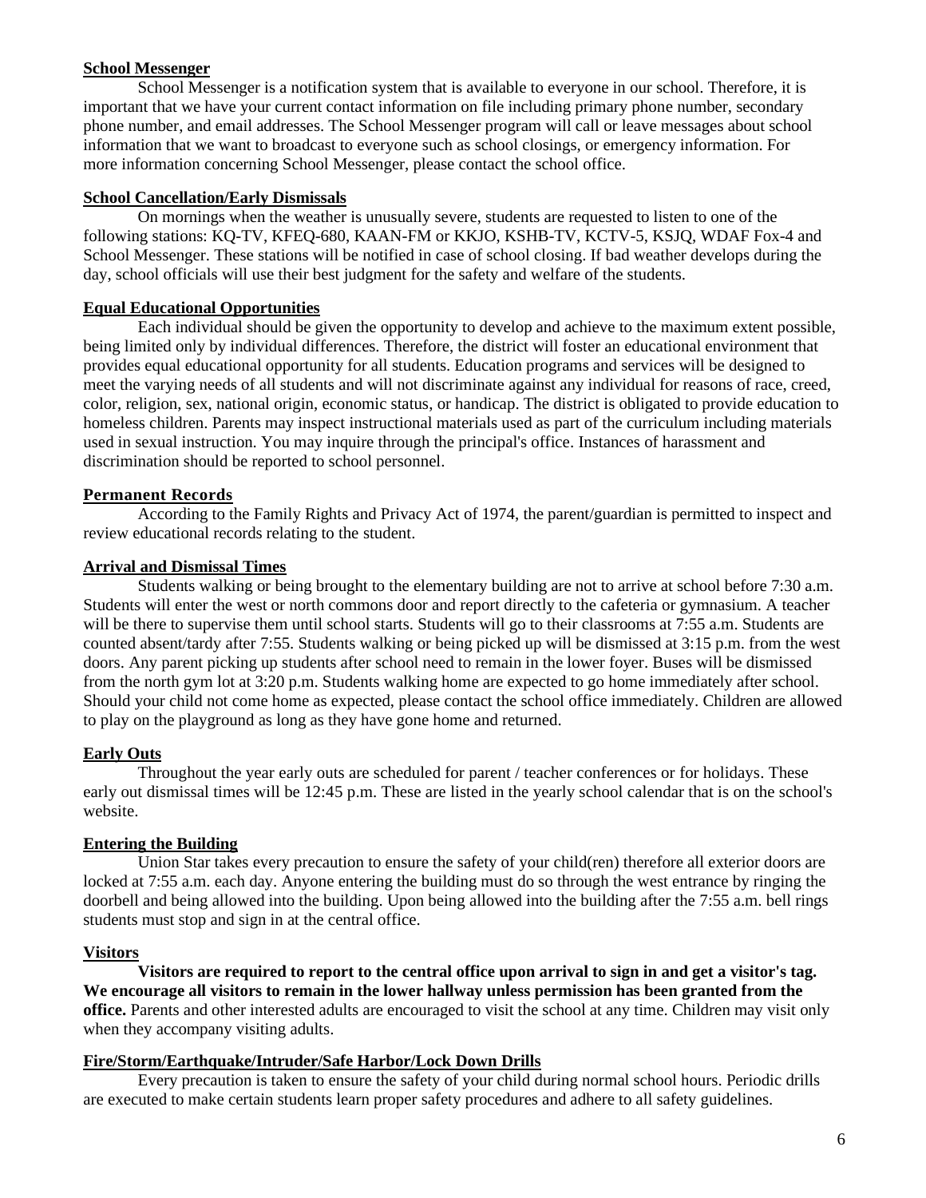## School Messenger

School Messenger is a notification system that is available to everyone in our school. Therefore, it is important that we have your current contact information on file including primary phone number, secondary phone number, and email addresses. The School Messenger program will call or leave messages about school information that we want to broadcast to everyone such as school closings, or emergency information. For more information concerning School Messenger, please contact the school office.

## School Cancellation/Early Dismissals

On mornings when the weather is unusually severe, students are requested to listen to one of the following stations: KQ-TV, KFEQ-680, KAAN-FM or KKJO, KSHB-TV, KCTV-5, KSJQ, WDAF Fox-4 and School Messenger. These stations will be notified in case of school closing. If bad weather develops during the day, school officials will use their best judgment for the safety and welfare of the students.

## Equal Educational Opportunities

Each individual should be given the opportunity to develop and achieve to the maximum extent possible, being limited only by individual differences. Therefore, the district will foster an educational environment that provides equal educational opportunity for all students. Education programs and services will be designed to meet the varying needs of all students and will not discriminate against any individual for reasons of race, creed, color, religion, sex, national origin, economic status, or handicap. The district is obligated to provide education to homeless children. Parents may inspect instructional materials used as part of the curriculum including materials used in sexual instruction. You may inquire through the principal's office. Instances of harassment and discrimination should be reported to school personnel.

## Permanent Records

According to the Family Rights and Privacy Act of 1974, the parent/guardian is permitted to inspect and review educational records relating to the student.

## Arrival and Dismissal Times

Students walking or being brought to the elementary building are not to arrive at school before 7:30 a.m. Students will enter the west or north commons door and report directly to the cafeteria or gymnasium. A teacher will be there to supervise them until school starts. Students will go to their classrooms at 7:55 a.m. Students are counted absent/tardy after 7:55. Students walking or being picked up will be dismissed at 3:15 p.m. from the west doors. Any parent picking up students after school need to remain in the lower foyer. Buses will be dismissed from the north gym lot at 3:20 p.m. Students walking home are expected to go home immediately after school. Should your child not come home as expected, please contact the school office immediately. Children are allowed to play on the playground as long as they have gone home and returned.

## Early Outs

Throughout the year early outs are scheduled for parent / teacher conferences or for holidays. These early out dismissal times will be 12:45 p.m. These are listed in the yearly school calendar that is on the school's website.

## Entering the Building

Union Star takes every precaution to ensure the safety of your child(ren) therefore all exterior doors are locked at 7:55 a.m. each day. Anyone entering the building must do so through the west entrance by ringing the doorbell and being allowed into the building. Upon being allowed into the building after the 7:55 a.m. bell rings students must stop and sign in at the central office.

## Visitors

**Visitors are required to report to the central office upon arrival to sign in and get a visitor's tag. We encourage all visitors to remain in the lower hallway unless permission has been granted from the office.** Parents and other interested adults are encouraged to visit the school at any time. Children may visit only when they accompany visiting adults.

## Fire/Storm/Earthquake/Intruder/Safe Harbor/Lock Down Drills

Every precaution is taken to ensure the safety of your child during normal school hours. Periodic drills are executed to make certain students learn proper safety procedures and adhere to all safety guidelines.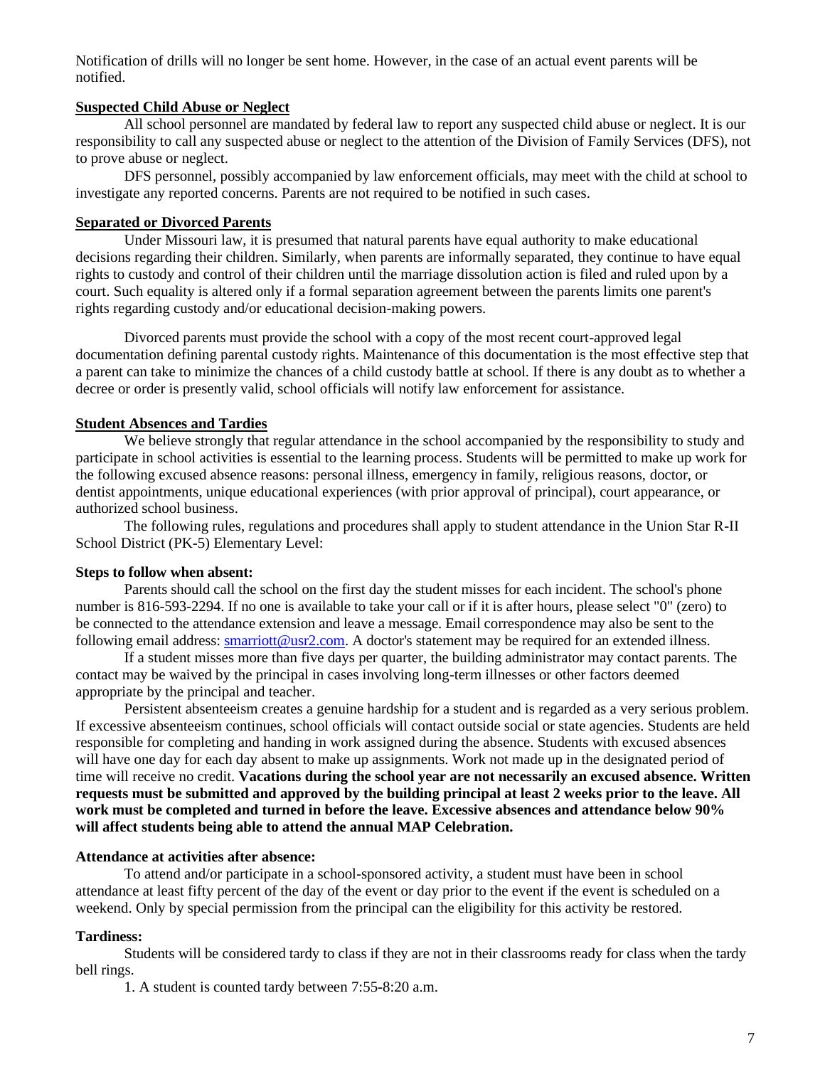Notification of drills will no longer be sent home. However, in the case of an actual event parents will be notified.

## Suspected Child Abuse or Neglect

All school personnel are mandated by federal law to report any suspected child abuse or neglect. It is our responsibility to call any suspected abuse or neglect to the attention of the Division of Family Services (DFS), not to prove abuse or neglect.

DFS personnel, possibly accompanied by law enforcement officials, may meet with the child at school to investigate any reported concerns. Parents are not required to be notified in such cases.

## Separated or Divorced Parents

Under Missouri law, it is presumed that natural parents have equal authority to make educational decisions regarding their children. Similarly, when parents are informally separated, they continue to have equal rights to custody and control of their children until the marriage dissolution action is filed and ruled upon by a court. Such equality is altered only if a formal separation agreement between the parents limits one parent's rights regarding custody and/or educational decision-making powers.

Divorced parents must provide the school with a copy of the most recent court-approved legal documentation defining parental custody rights. Maintenance of this documentation is the most effective step that a parent can take to minimize the chances of a child custody battle at school. If there is any doubt as to whether a decree or order is presently valid, school officials will notify law enforcement for assistance.

## Student Absences and Tardies

We believe strongly that regular attendance in the school accompanied by the responsibility to study and participate in school activities is essential to the learning process. Students will be permitted to make up work for the following excused absence reasons: personal illness, emergency in family, religious reasons, doctor, or dentist appointments, unique educational experiences (with prior approval of principal), court appearance, or authorized school business.

The following rules, regulations and procedures shall apply to student attendance in the Union Star R-II School District (PK-5) Elementary Level:

### Steps to follow when absent:

Parents should call the school on the first day the student misses for each incident. The school's phone number is 816-593-2294. If no one is available to take your call or if it is after hours, please select "0" (zero) to be connected to the attendance extension and leave a message. Email correspondence may also be sent to the following email address: smarriott@usr2.com. A doctor's statement may be required for an extended illness.

If a student misses more than five days per quarter, the building administrator may contact parents. The contact may be waived by the principal in cases involving long-term illnesses or other factors deemed appropriate by the principal and teacher.

Persistent absenteeism creates a genuine hardship for a student and is regarded as a very serious problem. If excessive absenteeism continues, school officials will contact outside social or state agencies. Students are held responsible for completing and handing in work assigned during the absence. Students with excused absences will have one day for each day absent to make up assignments. Work not made up in the designated period of time will receive no credit. **Vacations during the school year are not necessarily an excused absence. Written requests must be submitted and approved by the building principal at least 2 weeks prior to the leave. All work must be completed and turned in before the leave. Excessive absences and attendance below 90% will affect students being able to attend the annual MAP Celebration.**

### Attendance at activities after absence:

To attend and/or participate in a school-sponsored activity, a student must have been in school attendance at least fifty percent of the day of the event or day prior to the event if the event is scheduled on a weekend. Only by special permission from the principal can the eligibility for this activity be restored.

### Tardiness:

Students will be considered tardy to class if they are not in their classrooms ready for class when the tardy bell rings.

1. A student is counted tardy between 7:55-8:20 a.m.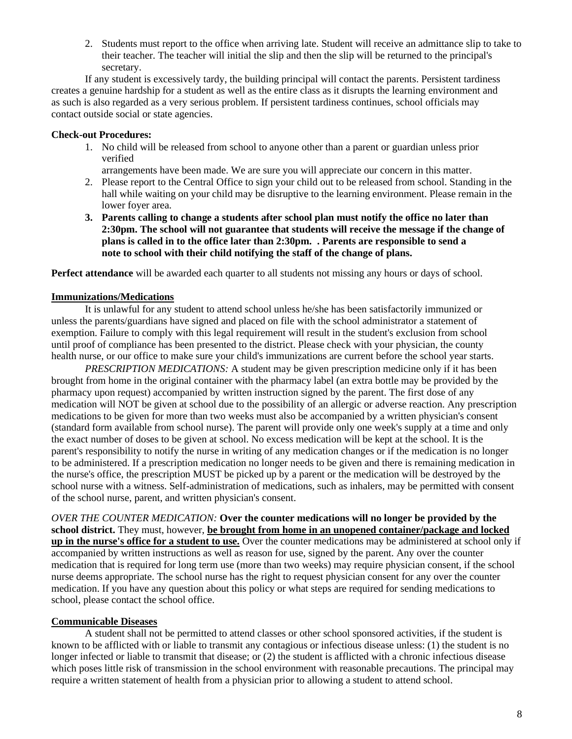2. Students must report to the office when arriving late. Student will receive an admittance slip to take to their teacher. The teacher will initial the slip and then the slip will be returned to the principal's secretary.

If any student is excessively tardy, the building principal will contact the parents. Persistent tardiness creates a genuine hardship for a student as well as the entire class as it disrupts the learning environment and as such is also regarded as a very serious problem. If persistent tardiness continues, school officials may contact outside social or state agencies.

**Check-out Procedures:**

1. No child will be released from school to anyone other than a parent or guardian unless prior verified
   arrangements have been made. We are sure you will appreciate our concern in this matter.
2. Please report to the Central Office to sign your child out to be released from school. Standing in the hall while waiting on your child may be disruptive to the learning environment. Please remain in the lower foyer area.
3. **Parents calling to change a students after school plan must notify the office no later than 2:30pm. The school will not guarantee that students will receive the message if the change of plans is called in to the office later than 2:30pm. . Parents are responsible to send a note to school with their child notifying the staff of the change of plans.**

**Perfect attendance** will be awarded each quarter to all students not missing any hours or days of school.

## Immunizations/Medications

It is unlawful for any student to attend school unless he/she has been satisfactorily immunized or unless the parents/guardians have signed and placed on file with the school administrator a statement of exemption. Failure to comply with this legal requirement will result in the student's exclusion from school until proof of compliance has been presented to the district. Please check with your physician, the county health nurse, or our office to make sure your child's immunizations are current before the school year starts.

*PRESCRIPTION MEDICATIONS:* A student may be given prescription medicine only if it has been brought from home in the original container with the pharmacy label (an extra bottle may be provided by the pharmacy upon request) accompanied by written instruction signed by the parent. The first dose of any medication will NOT be given at school due to the possibility of an allergic or adverse reaction. Any prescription medications to be given for more than two weeks must also be accompanied by a written physician's consent (standard form available from school nurse). The parent will provide only one week's supply at a time and only the exact number of doses to be given at school. No excess medication will be kept at the school. It is the parent's responsibility to notify the nurse in writing of any medication changes or if the medication is no longer to be administered. If a prescription medication no longer needs to be given and there is remaining medication in the nurse's office, the prescription MUST be picked up by a parent or the medication will be destroyed by the school nurse with a witness. Self-administration of medications, such as inhalers, may be permitted with consent of the school nurse, parent, and written physician's consent.

*OVER THE COUNTER MEDICATION:* **Over the counter medications will no longer be provided by the school district.** They must, however, **be brought from home in an unopened container/package and locked up in the nurse's office for a student to use.** Over the counter medications may be administered at school only if accompanied by written instructions as well as reason for use, signed by the parent. Any over the counter medication that is required for long term use (more than two weeks) may require physician consent, if the school nurse deems appropriate. The school nurse has the right to request physician consent for any over the counter medication. If you have any question about this policy or what steps are required for sending medications to school, please contact the school office.

## Communicable Diseases

A student shall not be permitted to attend classes or other school sponsored activities, if the student is known to be afflicted with or liable to transmit any contagious or infectious disease unless: (1) the student is no longer infected or liable to transmit that disease; or (2) the student is afflicted with a chronic infectious disease which poses little risk of transmission in the school environment with reasonable precautions. The principal may require a written statement of health from a physician prior to allowing a student to attend school.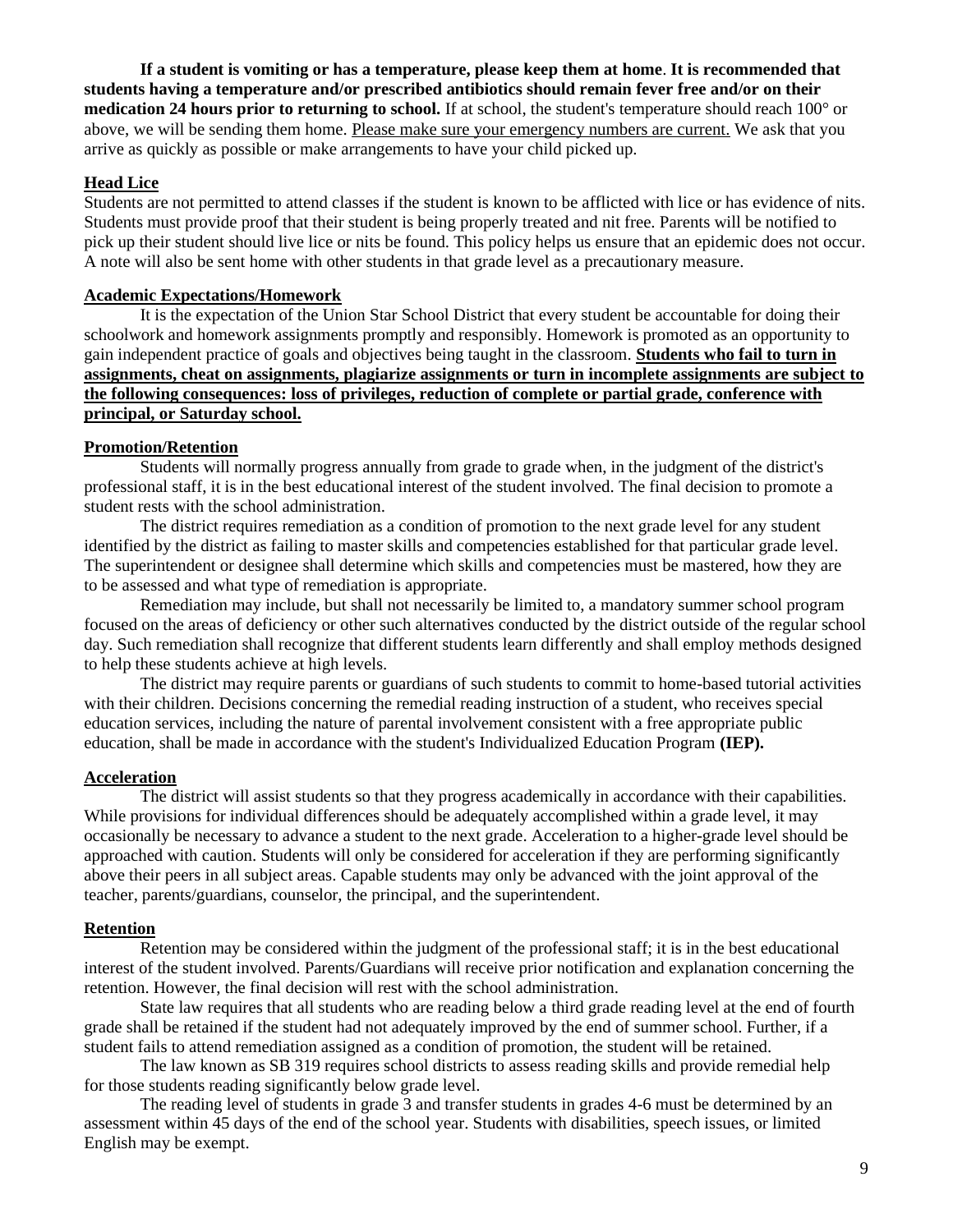**If a student is vomiting or has a temperature, please keep them at home**. **It is recommended that students having a temperature and/or prescribed antibiotics should remain fever free and/or on their medication 24 hours prior to returning to school.** If at school, the student's temperature should reach 100° or above, we will be sending them home. Please make sure your emergency numbers are current. We ask that you arrive as quickly as possible or make arrangements to have your child picked up.

**Head Lice**

Students are not permitted to attend classes if the student is known to be afflicted with lice or has evidence of nits. Students must provide proof that their student is being properly treated and nit free. Parents will be notified to pick up their student should live lice or nits be found. This policy helps us ensure that an epidemic does not occur. A note will also be sent home with other students in that grade level as a precautionary measure.

**Academic Expectations/Homework**

It is the expectation of the Union Star School District that every student be accountable for doing their schoolwork and homework assignments promptly and responsibly. Homework is promoted as an opportunity to gain independent practice of goals and objectives being taught in the classroom. **Students who fail to turn in assignments, cheat on assignments, plagiarize assignments or turn in incomplete assignments are subject to the following consequences: loss of privileges, reduction of complete or partial grade, conference with principal, or Saturday school.**

**Promotion/Retention**

Students will normally progress annually from grade to grade when, in the judgment of the district's professional staff, it is in the best educational interest of the student involved. The final decision to promote a student rests with the school administration.

The district requires remediation as a condition of promotion to the next grade level for any student identified by the district as failing to master skills and competencies established for that particular grade level. The superintendent or designee shall determine which skills and competencies must be mastered, how they are to be assessed and what type of remediation is appropriate.

Remediation may include, but shall not necessarily be limited to, a mandatory summer school program focused on the areas of deficiency or other such alternatives conducted by the district outside of the regular school day. Such remediation shall recognize that different students learn differently and shall employ methods designed to help these students achieve at high levels.

The district may require parents or guardians of such students to commit to home-based tutorial activities with their children. Decisions concerning the remedial reading instruction of a student, who receives special education services, including the nature of parental involvement consistent with a free appropriate public education, shall be made in accordance with the student's Individualized Education Program **(IEP).**

**Acceleration**

The district will assist students so that they progress academically in accordance with their capabilities. While provisions for individual differences should be adequately accomplished within a grade level, it may occasionally be necessary to advance a student to the next grade. Acceleration to a higher-grade level should be approached with caution. Students will only be considered for acceleration if they are performing significantly above their peers in all subject areas. Capable students may only be advanced with the joint approval of the teacher, parents/guardians, counselor, the principal, and the superintendent.

**Retention**

Retention may be considered within the judgment of the professional staff; it is in the best educational interest of the student involved. Parents/Guardians will receive prior notification and explanation concerning the retention. However, the final decision will rest with the school administration.

State law requires that all students who are reading below a third grade reading level at the end of fourth grade shall be retained if the student had not adequately improved by the end of summer school. Further, if a student fails to attend remediation assigned as a condition of promotion, the student will be retained.

The law known as SB 319 requires school districts to assess reading skills and provide remedial help for those students reading significantly below grade level.

The reading level of students in grade 3 and transfer students in grades 4-6 must be determined by an assessment within 45 days of the end of the school year. Students with disabilities, speech issues, or limited English may be exempt.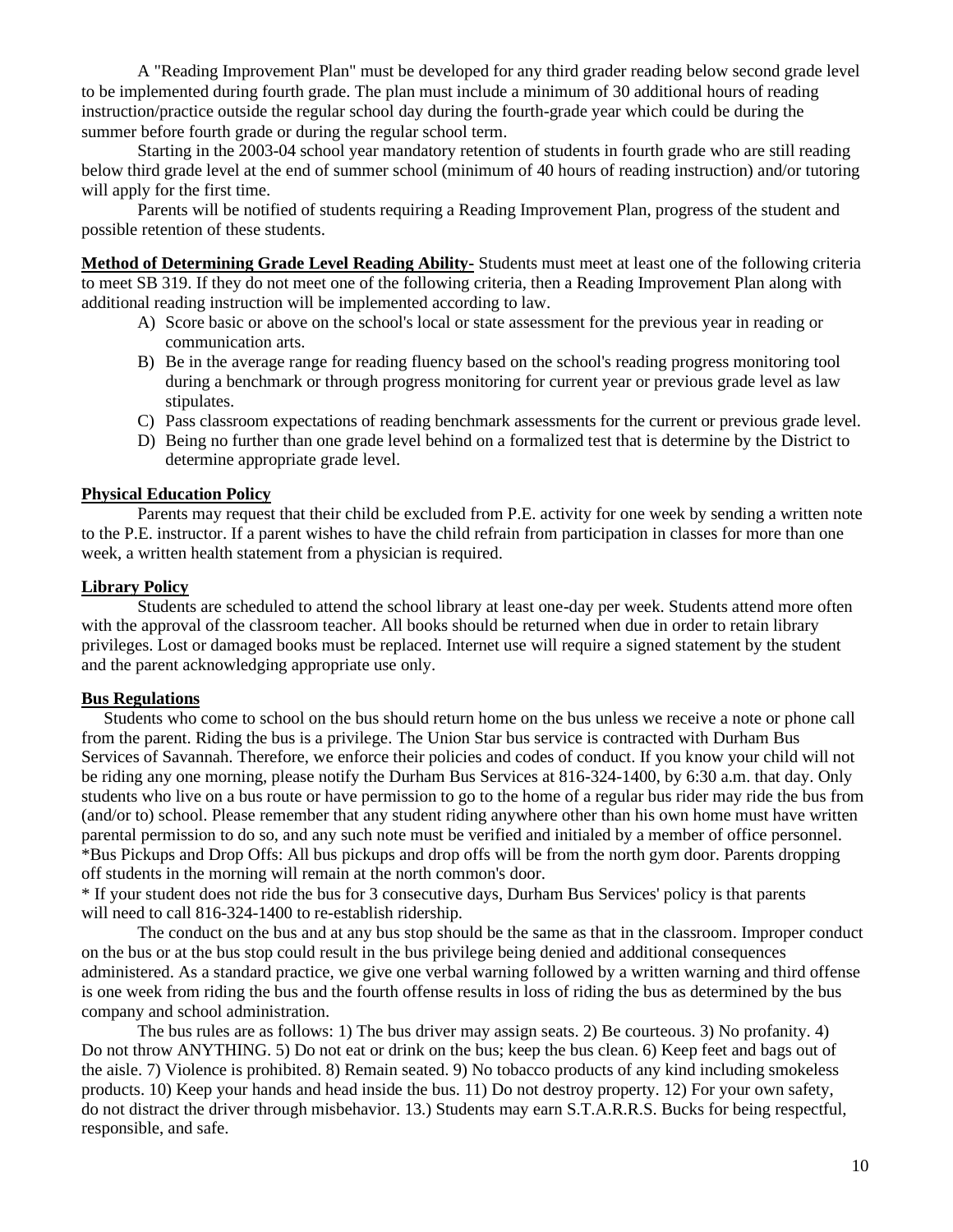A "Reading Improvement Plan" must be developed for any third grader reading below second grade level to be implemented during fourth grade. The plan must include a minimum of 30 additional hours of reading instruction/practice outside the regular school day during the fourth-grade year which could be during the summer before fourth grade or during the regular school term.

Starting in the 2003-04 school year mandatory retention of students in fourth grade who are still reading below third grade level at the end of summer school (minimum of 40 hours of reading instruction) and/or tutoring will apply for the first time.

Parents will be notified of students requiring a Reading Improvement Plan, progress of the student and possible retention of these students.

**Method of Determining Grade Level Reading Ability-** Students must meet at least one of the following criteria to meet SB 319. If they do not meet one of the following criteria, then a Reading Improvement Plan along with additional reading instruction will be implemented according to law.

A) Score basic or above on the school's local or state assessment for the previous year in reading or communication arts.
B) Be in the average range for reading fluency based on the school's reading progress monitoring tool during a benchmark or through progress monitoring for current year or previous grade level as law stipulates.
C) Pass classroom expectations of reading benchmark assessments for the current or previous grade level.
D) Being no further than one grade level behind on a formalized test that is determine by the District to determine appropriate grade level.

**Physical Education Policy**

Parents may request that their child be excluded from P.E. activity for one week by sending a written note to the P.E. instructor. If a parent wishes to have the child refrain from participation in classes for more than one week, a written health statement from a physician is required.

**Library Policy**

Students are scheduled to attend the school library at least one-day per week. Students attend more often with the approval of the classroom teacher. All books should be returned when due in order to retain library privileges. Lost or damaged books must be replaced. Internet use will require a signed statement by the student and the parent acknowledging appropriate use only.

**Bus Regulations**

Students who come to school on the bus should return home on the bus unless we receive a note or phone call from the parent. Riding the bus is a privilege. The Union Star bus service is contracted with Durham Bus Services of Savannah. Therefore, we enforce their policies and codes of conduct. If you know your child will not be riding any one morning, please notify the Durham Bus Services at 816-324-1400, by 6:30 a.m. that day. Only students who live on a bus route or have permission to go to the home of a regular bus rider may ride the bus from (and/or to) school. Please remember that any student riding anywhere other than his own home must have written parental permission to do so, and any such note must be verified and initialed by a member of office personnel.
*Bus Pickups and Drop Offs: All bus pickups and drop offs will be from the north gym door. Parents dropping off students in the morning will remain at the north common's door.
* If your student does not ride the bus for 3 consecutive days, Durham Bus Services' policy is that parents will need to call 816-324-1400 to re-establish ridership.

The conduct on the bus and at any bus stop should be the same as that in the classroom. Improper conduct on the bus or at the bus stop could result in the bus privilege being denied and additional consequences administered. As a standard practice, we give one verbal warning followed by a written warning and third offense is one week from riding the bus and the fourth offense results in loss of riding the bus as determined by the bus company and school administration.

The bus rules are as follows: 1) The bus driver may assign seats. 2) Be courteous. 3) No profanity. 4) Do not throw ANYTHING. 5) Do not eat or drink on the bus; keep the bus clean. 6) Keep feet and bags out of the aisle. 7) Violence is prohibited. 8) Remain seated. 9) No tobacco products of any kind including smokeless products. 10) Keep your hands and head inside the bus. 11) Do not destroy property. 12) For your own safety, do not distract the driver through misbehavior. 13.) Students may earn S.T.A.R.R.S. Bucks for being respectful, responsible, and safe.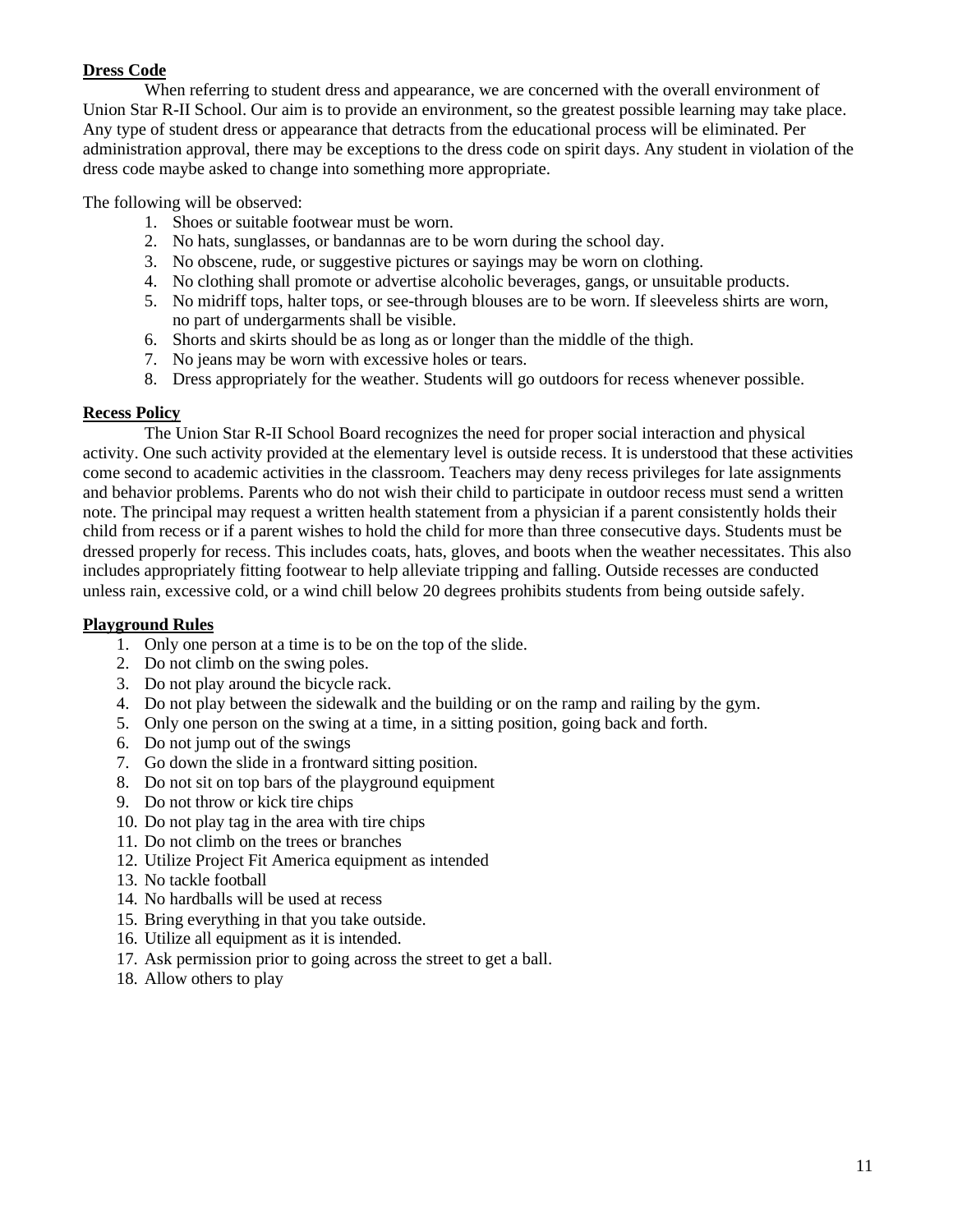## Dress Code

When referring to student dress and appearance, we are concerned with the overall environment of Union Star R-II School. Our aim is to provide an environment, so the greatest possible learning may take place. Any type of student dress or appearance that detracts from the educational process will be eliminated. Per administration approval, there may be exceptions to the dress code on spirit days. Any student in violation of the dress code maybe asked to change into something more appropriate.

The following will be observed:

1. Shoes or suitable footwear must be worn.
2. No hats, sunglasses, or bandannas are to be worn during the school day.
3. No obscene, rude, or suggestive pictures or sayings may be worn on clothing.
4. No clothing shall promote or advertise alcoholic beverages, gangs, or unsuitable products.
5. No midriff tops, halter tops, or see-through blouses are to be worn. If sleeveless shirts are worn, no part of undergarments shall be visible.
6. Shorts and skirts should be as long as or longer than the middle of the thigh.
7. No jeans may be worn with excessive holes or tears.
8. Dress appropriately for the weather. Students will go outdoors for recess whenever possible.

## Recess Policy

The Union Star R-II School Board recognizes the need for proper social interaction and physical activity. One such activity provided at the elementary level is outside recess. It is understood that these activities come second to academic activities in the classroom. Teachers may deny recess privileges for late assignments and behavior problems. Parents who do not wish their child to participate in outdoor recess must send a written note. The principal may request a written health statement from a physician if a parent consistently holds their child from recess or if a parent wishes to hold the child for more than three consecutive days. Students must be dressed properly for recess. This includes coats, hats, gloves, and boots when the weather necessitates. This also includes appropriately fitting footwear to help alleviate tripping and falling. Outside recesses are conducted unless rain, excessive cold, or a wind chill below 20 degrees prohibits students from being outside safely.

## Playground Rules

1. Only one person at a time is to be on the top of the slide.
2. Do not climb on the swing poles.
3. Do not play around the bicycle rack.
4. Do not play between the sidewalk and the building or on the ramp and railing by the gym.
5. Only one person on the swing at a time, in a sitting position, going back and forth.
6. Do not jump out of the swings
7. Go down the slide in a frontward sitting position.
8. Do not sit on top bars of the playground equipment
9. Do not throw or kick tire chips
10. Do not play tag in the area with tire chips
11. Do not climb on the trees or branches
12. Utilize Project Fit America equipment as intended
13. No tackle football
14. No hardballs will be used at recess
15. Bring everything in that you take outside.
16. Utilize all equipment as it is intended.
17. Ask permission prior to going across the street to get a ball.
18. Allow others to play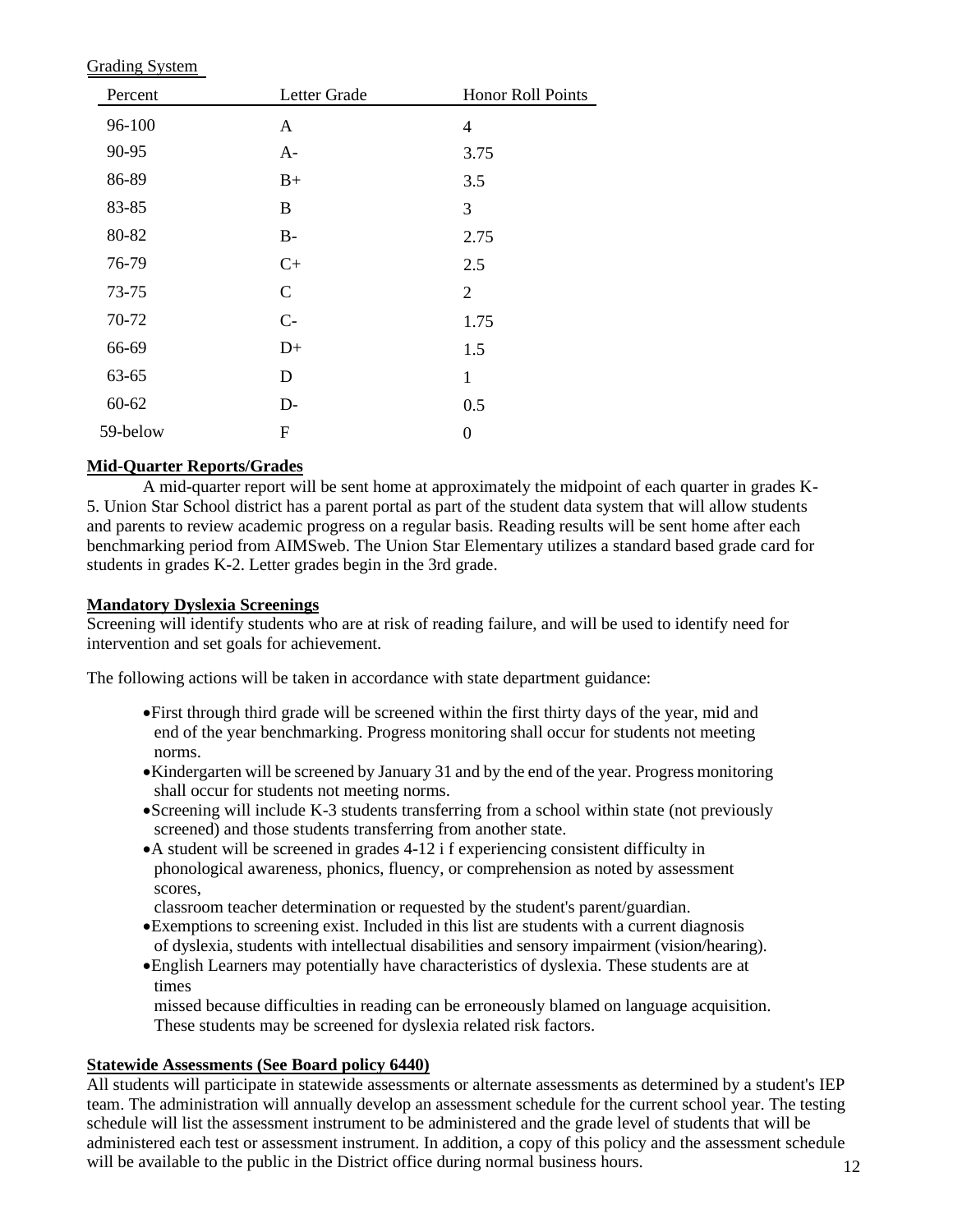Grading System

| Percent | Letter Grade | Honor Roll Points |
|---|---|---|
| 96-100 | A | 4 |
| 90-95 | A- | 3.75 |
| 86-89 | B+ | 3.5 |
| 83-85 | B | 3 |
| 80-82 | B- | 2.75 |
| 76-79 | C+ | 2.5 |
| 73-75 | C | 2 |
| 70-72 | C- | 1.75 |
| 66-69 | D+ | 1.5 |
| 63-65 | D | 1 |
| 60-62 | D- | 0.5 |
| 59-below | F | 0 |

**Mid-Quarter Reports/Grades**

A mid-quarter report will be sent home at approximately the midpoint of each quarter in grades K-5. Union Star School district has a parent portal as part of the student data system that will allow students and parents to review academic progress on a regular basis. Reading results will be sent home after each benchmarking period from AIMSweb. The Union Star Elementary utilizes a standard based grade card for students in grades K-2. Letter grades begin in the 3rd grade.

**Mandatory Dyslexia Screenings**

Screening will identify students who are at risk of reading failure, and will be used to identify need for intervention and set goals for achievement.

The following actions will be taken in accordance with state department guidance:

- First through third grade will be screened within the first thirty days of the year, mid and end of the year benchmarking. Progress monitoring shall occur for students not meeting norms.
- Kindergarten will be screened by January 31 and by the end of the year. Progress monitoring shall occur for students not meeting norms.
- Screening will include K-3 students transferring from a school within state (not previously screened) and those students transferring from another state.
- A student will be screened in grades 4-12 i f experiencing consistent difficulty in phonological awareness, phonics, fluency, or comprehension as noted by assessment scores, classroom teacher determination or requested by the student's parent/guardian.
- Exemptions to screening exist. Included in this list are students with a current diagnosis of dyslexia, students with intellectual disabilities and sensory impairment (vision/hearing).
- English Learners may potentially have characteristics of dyslexia. These students are at times missed because difficulties in reading can be erroneously blamed on language acquisition. These students may be screened for dyslexia related risk factors.

**Statewide Assessments (See Board policy 6440)**

All students will participate in statewide assessments or alternate assessments as determined by a student's IEP team. The administration will annually develop an assessment schedule for the current school year. The testing schedule will list the assessment instrument to be administered and the grade level of students that will be administered each test or assessment instrument. In addition, a copy of this policy and the assessment schedule will be available to the public in the District office during normal business hours.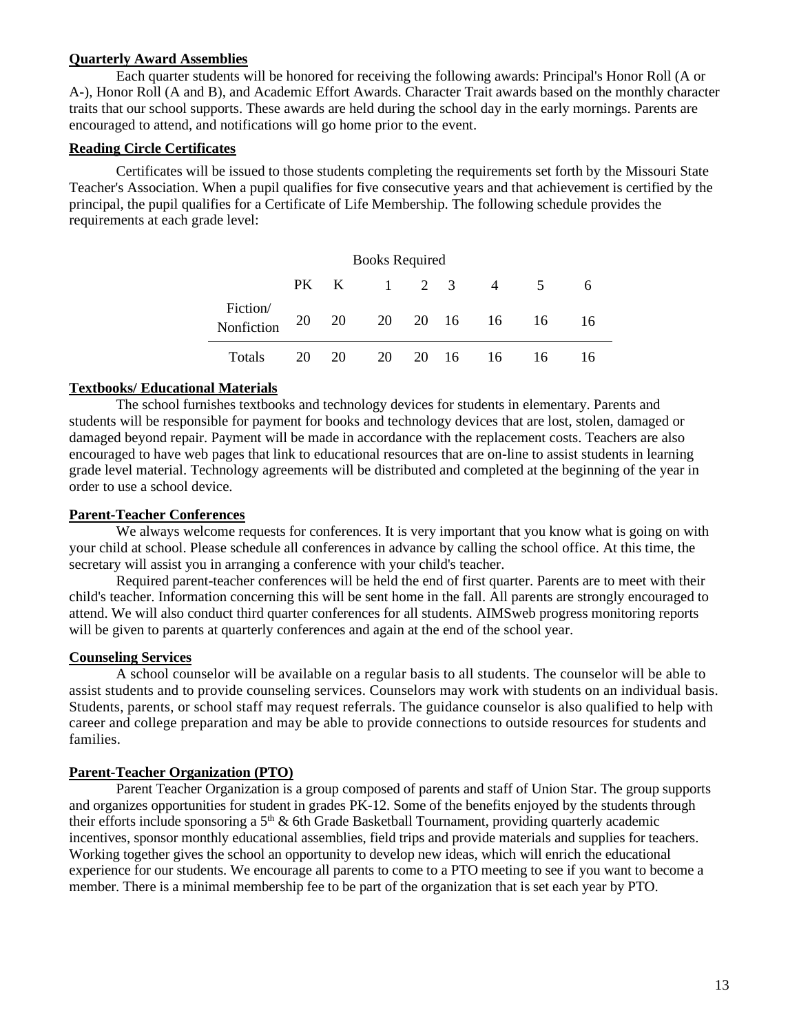**Quarterly Award Assemblies**

Each quarter students will be honored for receiving the following awards: Principal's Honor Roll (A or A-), Honor Roll (A and B), and Academic Effort Awards. Character Trait awards based on the monthly character traits that our school supports. These awards are held during the school day in the early mornings. Parents are encouraged to attend, and notifications will go home prior to the event.

**Reading Circle Certificates**

Certificates will be issued to those students completing the requirements set forth by the Missouri State Teacher's Association. When a pupil qualifies for five consecutive years and that achievement is certified by the principal, the pupil qualifies for a Certificate of Life Membership. The following schedule provides the requirements at each grade level:

| | Books Required | | | | | | | |
|---|---|---|---|---|---|---|---|---|
| | PK | K | 1 | 2 | 3 | 4 | 5 | 6 |
| Fiction/ Nonfiction | 20 | 20 | 20 | 20 | 16 | 16 | 16 | 16 |
| Totals | 20 | 20 | 20 | 20 | 16 | 16 | 16 | 16 |

**Textbooks/ Educational Materials**

The school furnishes textbooks and technology devices for students in elementary. Parents and students will be responsible for payment for books and technology devices that are lost, stolen, damaged or damaged beyond repair. Payment will be made in accordance with the replacement costs. Teachers are also encouraged to have web pages that link to educational resources that are on-line to assist students in learning grade level material. Technology agreements will be distributed and completed at the beginning of the year in order to use a school device.

**Parent-Teacher Conferences**

We always welcome requests for conferences. It is very important that you know what is going on with your child at school. Please schedule all conferences in advance by calling the school office. At this time, the secretary will assist you in arranging a conference with your child's teacher.

Required parent-teacher conferences will be held the end of first quarter. Parents are to meet with their child's teacher. Information concerning this will be sent home in the fall. All parents are strongly encouraged to attend. We will also conduct third quarter conferences for all students. AIMSweb progress monitoring reports will be given to parents at quarterly conferences and again at the end of the school year.

**Counseling Services**

A school counselor will be available on a regular basis to all students. The counselor will be able to assist students and to provide counseling services. Counselors may work with students on an individual basis. Students, parents, or school staff may request referrals. The guidance counselor is also qualified to help with career and college preparation and may be able to provide connections to outside resources for students and families.

**Parent-Teacher Organization (PTO)**

Parent Teacher Organization is a group composed of parents and staff of Union Star. The group supports and organizes opportunities for student in grades PK-12. Some of the benefits enjoyed by the students through their efforts include sponsoring a 5th & 6th Grade Basketball Tournament, providing quarterly academic incentives, sponsor monthly educational assemblies, field trips and provide materials and supplies for teachers. Working together gives the school an opportunity to develop new ideas, which will enrich the educational experience for our students. We encourage all parents to come to a PTO meeting to see if you want to become a member. There is a minimal membership fee to be part of the organization that is set each year by PTO.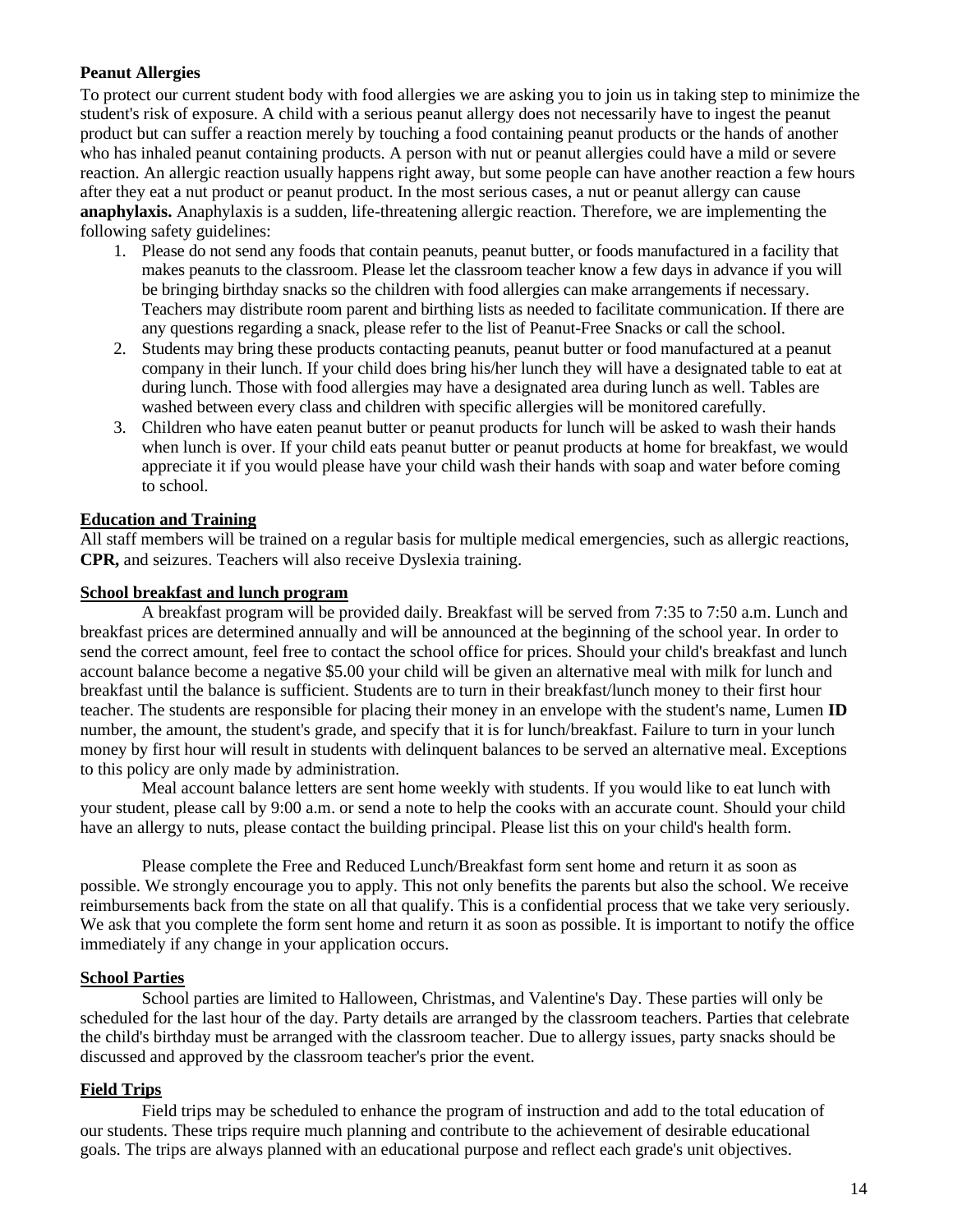**Peanut Allergies**

To protect our current student body with food allergies we are asking you to join us in taking step to minimize the student's risk of exposure. A child with a serious peanut allergy does not necessarily have to ingest the peanut product but can suffer a reaction merely by touching a food containing peanut products or the hands of another who has inhaled peanut containing products. A person with nut or peanut allergies could have a mild or severe reaction. An allergic reaction usually happens right away, but some people can have another reaction a few hours after they eat a nut product or peanut product. In the most serious cases, a nut or peanut allergy can cause **anaphylaxis.** Anaphylaxis is a sudden, life-threatening allergic reaction. Therefore, we are implementing the following safety guidelines:

1. Please do not send any foods that contain peanuts, peanut butter, or foods manufactured in a facility that makes peanuts to the classroom. Please let the classroom teacher know a few days in advance if you will be bringing birthday snacks so the children with food allergies can make arrangements if necessary. Teachers may distribute room parent and birthing lists as needed to facilitate communication. If there are any questions regarding a snack, please refer to the list of Peanut-Free Snacks or call the school.
2. Students may bring these products contacting peanuts, peanut butter or food manufactured at a peanut company in their lunch. If your child does bring his/her lunch they will have a designated table to eat at during lunch. Those with food allergies may have a designated area during lunch as well. Tables are washed between every class and children with specific allergies will be monitored carefully.
3. Children who have eaten peanut butter or peanut products for lunch will be asked to wash their hands when lunch is over. If your child eats peanut butter or peanut products at home for breakfast, we would appreciate it if you would please have your child wash their hands with soap and water before coming to school.

**Education and Training**

All staff members will be trained on a regular basis for multiple medical emergencies, such as allergic reactions, **CPR,** and seizures. Teachers will also receive Dyslexia training.

**School breakfast and lunch program**

A breakfast program will be provided daily. Breakfast will be served from 7:35 to 7:50 a.m. Lunch and breakfast prices are determined annually and will be announced at the beginning of the school year. In order to send the correct amount, feel free to contact the school office for prices. Should your child's breakfast and lunch account balance become a negative $5.00 your child will be given an alternative meal with milk for lunch and breakfast until the balance is sufficient. Students are to turn in their breakfast/lunch money to their first hour teacher. The students are responsible for placing their money in an envelope with the student's name, Lumen **ID** number, the amount, the student's grade, and specify that it is for lunch/breakfast. Failure to turn in your lunch money by first hour will result in students with delinquent balances to be served an alternative meal. Exceptions to this policy are only made by administration.

Meal account balance letters are sent home weekly with students. If you would like to eat lunch with your student, please call by 9:00 a.m. or send a note to help the cooks with an accurate count. Should your child have an allergy to nuts, please contact the building principal. Please list this on your child's health form.

Please complete the Free and Reduced Lunch/Breakfast form sent home and return it as soon as possible. We strongly encourage you to apply. This not only benefits the parents but also the school. We receive reimbursements back from the state on all that qualify. This is a confidential process that we take very seriously. We ask that you complete the form sent home and return it as soon as possible. It is important to notify the office immediately if any change in your application occurs.

**School Parties**

School parties are limited to Halloween, Christmas, and Valentine's Day. These parties will only be scheduled for the last hour of the day. Party details are arranged by the classroom teachers. Parties that celebrate the child's birthday must be arranged with the classroom teacher. Due to allergy issues, party snacks should be discussed and approved by the classroom teacher's prior the event.

**Field Trips**

Field trips may be scheduled to enhance the program of instruction and add to the total education of our students. These trips require much planning and contribute to the achievement of desirable educational goals. The trips are always planned with an educational purpose and reflect each grade's unit objectives.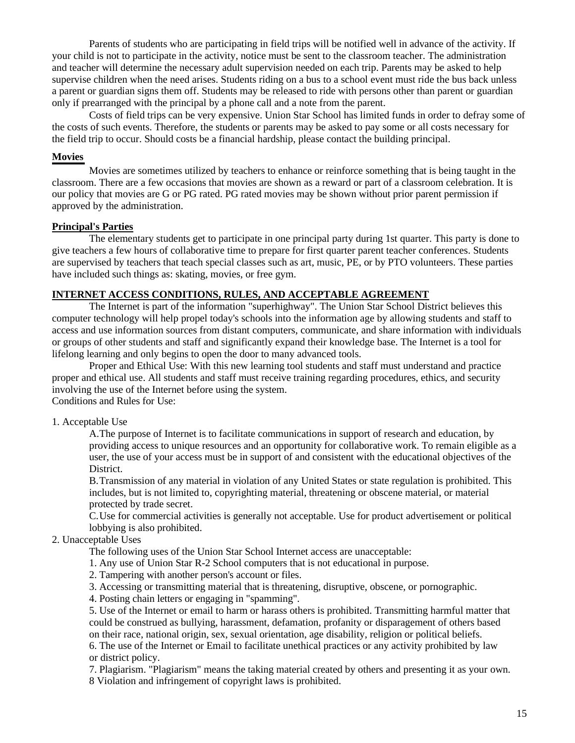Parents of students who are participating in field trips will be notified well in advance of the activity. If your child is not to participate in the activity, notice must be sent to the classroom teacher. The administration and teacher will determine the necessary adult supervision needed on each trip. Parents may be asked to help supervise children when the need arises. Students riding on a bus to a school event must ride the bus back unless a parent or guardian signs them off. Students may be released to ride with persons other than parent or guardian only if prearranged with the principal by a phone call and a note from the parent.

Costs of field trips can be very expensive. Union Star School has limited funds in order to defray some of the costs of such events. Therefore, the students or parents may be asked to pay some or all costs necessary for the field trip to occur. Should costs be a financial hardship, please contact the building principal.

**Movies**

Movies are sometimes utilized by teachers to enhance or reinforce something that is being taught in the classroom. There are a few occasions that movies are shown as a reward or part of a classroom celebration. It is our policy that movies are G or PG rated. PG rated movies may be shown without prior parent permission if approved by the administration.

**Principal's Parties**

The elementary students get to participate in one principal party during 1st quarter. This party is done to give teachers a few hours of collaborative time to prepare for first quarter parent teacher conferences. Students are supervised by teachers that teach special classes such as art, music, PE, or by PTO volunteers. These parties have included such things as: skating, movies, or free gym.

**INTERNET ACCESS CONDITIONS, RULES, AND ACCEPTABLE AGREEMENT**

The Internet is part of the information "superhighway". The Union Star School District believes this computer technology will help propel today's schools into the information age by allowing students and staff to access and use information sources from distant computers, communicate, and share information with individuals or groups of other students and staff and significantly expand their knowledge base. The Internet is a tool for lifelong learning and only begins to open the door to many advanced tools.

Proper and Ethical Use: With this new learning tool students and staff must understand and practice proper and ethical use. All students and staff must receive training regarding procedures, ethics, and security involving the use of the Internet before using the system.

Conditions and Rules for Use:

1. Acceptable Use

   A. The purpose of Internet is to facilitate communications in support of research and education, by providing access to unique resources and an opportunity for collaborative work. To remain eligible as a user, the use of your access must be in support of and consistent with the educational objectives of the District.

   B. Transmission of any material in violation of any United States or state regulation is prohibited. This includes, but is not limited to, copyrighting material, threatening or obscene material, or material protected by trade secret.

   C. Use for commercial activities is generally not acceptable. Use for product advertisement or political lobbying is also prohibited.

2. Unacceptable Uses

   The following uses of the Union Star School Internet access are unacceptable:

   1. Any use of Union Star R-2 School computers that is not educational in purpose.
   2. Tampering with another person's account or files.
   3. Accessing or transmitting material that is threatening, disruptive, obscene, or pornographic.
   4. Posting chain letters or engaging in "spamming".
   5. Use of the Internet or email to harm or harass others is prohibited. Transmitting harmful matter that could be construed as bullying, harassment, defamation, profanity or disparagement of others based on their race, national origin, sex, sexual orientation, age disability, religion or political beliefs.
   6. The use of the Internet or Email to facilitate unethical practices or any activity prohibited by law or district policy.
   7. Plagiarism. "Plagiarism" means the taking material created by others and presenting it as your own.
   8 Violation and infringement of copyright laws is prohibited.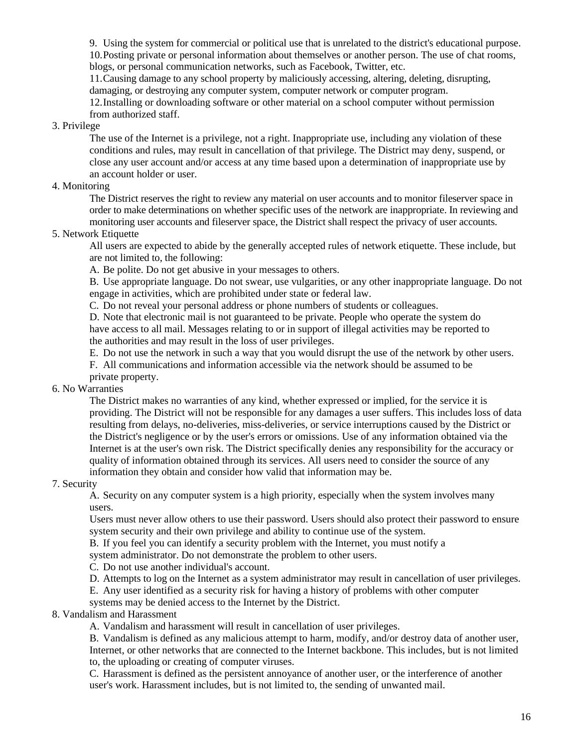9. Using the system for commercial or political use that is unrelated to the district's educational purpose.
10. Posting private or personal information about themselves or another person. The use of chat rooms, blogs, or personal communication networks, such as Facebook, Twitter, etc.
11. Causing damage to any school property by maliciously accessing, altering, deleting, disrupting, damaging, or destroying any computer system, computer network or computer program.
12. Installing or downloading software or other material on a school computer without permission from authorized staff.

3. Privilege

The use of the Internet is a privilege, not a right. Inappropriate use, including any violation of these conditions and rules, may result in cancellation of that privilege. The District may deny, suspend, or close any user account and/or access at any time based upon a determination of inappropriate use by an account holder or user.

4. Monitoring

The District reserves the right to review any material on user accounts and to monitor fileserver space in order to make determinations on whether specific uses of the network are inappropriate. In reviewing and monitoring user accounts and fileserver space, the District shall respect the privacy of user accounts.

5. Network Etiquette

All users are expected to abide by the generally accepted rules of network etiquette. These include, but are not limited to, the following:

A. Be polite. Do not get abusive in your messages to others.

B. Use appropriate language. Do not swear, use vulgarities, or any other inappropriate language. Do not engage in activities, which are prohibited under state or federal law.

C. Do not reveal your personal address or phone numbers of students or colleagues.

D. Note that electronic mail is not guaranteed to be private. People who operate the system do have access to all mail. Messages relating to or in support of illegal activities may be reported to the authorities and may result in the loss of user privileges.

E. Do not use the network in such a way that you would disrupt the use of the network by other users.

F. All communications and information accessible via the network should be assumed to be private property.

6. No Warranties

The District makes no warranties of any kind, whether expressed or implied, for the service it is providing. The District will not be responsible for any damages a user suffers. This includes loss of data resulting from delays, no-deliveries, miss-deliveries, or service interruptions caused by the District or the District's negligence or by the user's errors or omissions. Use of any information obtained via the Internet is at the user's own risk. The District specifically denies any responsibility for the accuracy or quality of information obtained through its services. All users need to consider the source of any information they obtain and consider how valid that information may be.

7. Security

A. Security on any computer system is a high priority, especially when the system involves many users.

Users must never allow others to use their password. Users should also protect their password to ensure system security and their own privilege and ability to continue use of the system.

B. If you feel you can identify a security problem with the Internet, you must notify a system administrator. Do not demonstrate the problem to other users.

C. Do not use another individual's account.

D. Attempts to log on the Internet as a system administrator may result in cancellation of user privileges.

E. Any user identified as a security risk for having a history of problems with other computer systems may be denied access to the Internet by the District.

8. Vandalism and Harassment

A. Vandalism and harassment will result in cancellation of user privileges.

B. Vandalism is defined as any malicious attempt to harm, modify, and/or destroy data of another user, Internet, or other networks that are connected to the Internet backbone. This includes, but is not limited to, the uploading or creating of computer viruses.

C. Harassment is defined as the persistent annoyance of another user, or the interference of another user's work. Harassment includes, but is not limited to, the sending of unwanted mail.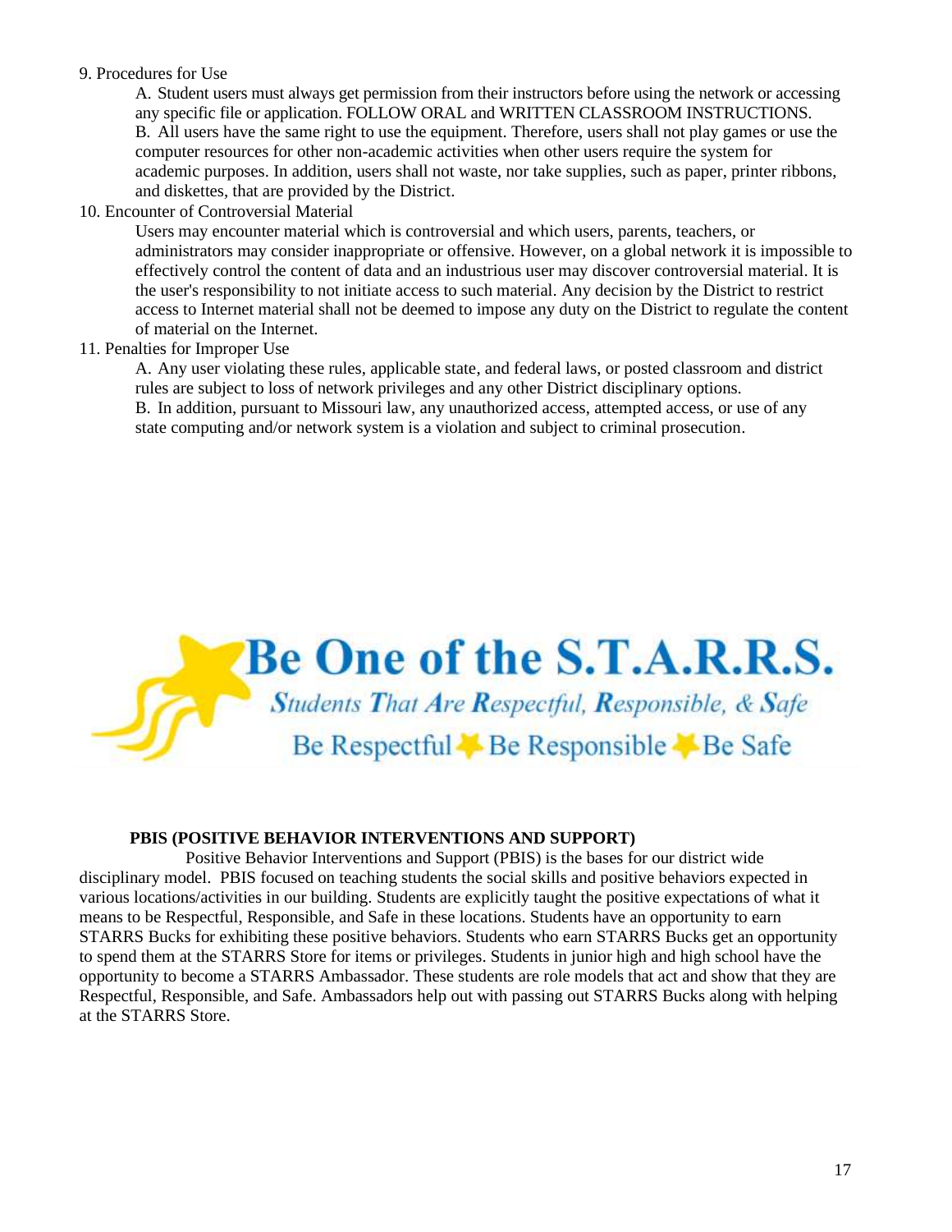9. Procedures for Use

   A. Student users must always get permission from their instructors before using the network or accessing any specific file or application. FOLLOW ORAL and WRITTEN CLASSROOM INSTRUCTIONS.

   B. All users have the same right to use the equipment. Therefore, users shall not play games or use the computer resources for other non-academic activities when other users require the system for academic purposes. In addition, users shall not waste, nor take supplies, such as paper, printer ribbons, and diskettes, that are provided by the District.

10. Encounter of Controversial Material

    Users may encounter material which is controversial and which users, parents, teachers, or administrators may consider inappropriate or offensive. However, on a global network it is impossible to effectively control the content of data and an industrious user may discover controversial material. It is the user's responsibility to not initiate access to such material. Any decision by the District to restrict access to Internet material shall not be deemed to impose any duty on the District to regulate the content of material on the Internet.

11. Penalties for Improper Use

    A. Any user violating these rules, applicable state, and federal laws, or posted classroom and district rules are subject to loss of network privileges and any other District disciplinary options.

    B. In addition, pursuant to Missouri law, any unauthorized access, attempted access, or use of any state computing and/or network system is a violation and subject to criminal prosecution.

# Be One of the S.T.A.R.R.S.

*Students That Are Respectful, Responsible, & Safe*

Be Respectful ★ Be Responsible ★ Be Safe

**PBIS (POSITIVE BEHAVIOR INTERVENTIONS AND SUPPORT)**

Positive Behavior Interventions and Support (PBIS) is the bases for our district wide disciplinary model. PBIS focused on teaching students the social skills and positive behaviors expected in various locations/activities in our building. Students are explicitly taught the positive expectations of what it means to be Respectful, Responsible, and Safe in these locations. Students have an opportunity to earn STARRS Bucks for exhibiting these positive behaviors. Students who earn STARRS Bucks get an opportunity to spend them at the STARRS Store for items or privileges. Students in junior high and high school have the opportunity to become a STARRS Ambassador. These students are role models that act and show that they are Respectful, Responsible, and Safe. Ambassadors help out with passing out STARRS Bucks along with helping at the STARRS Store.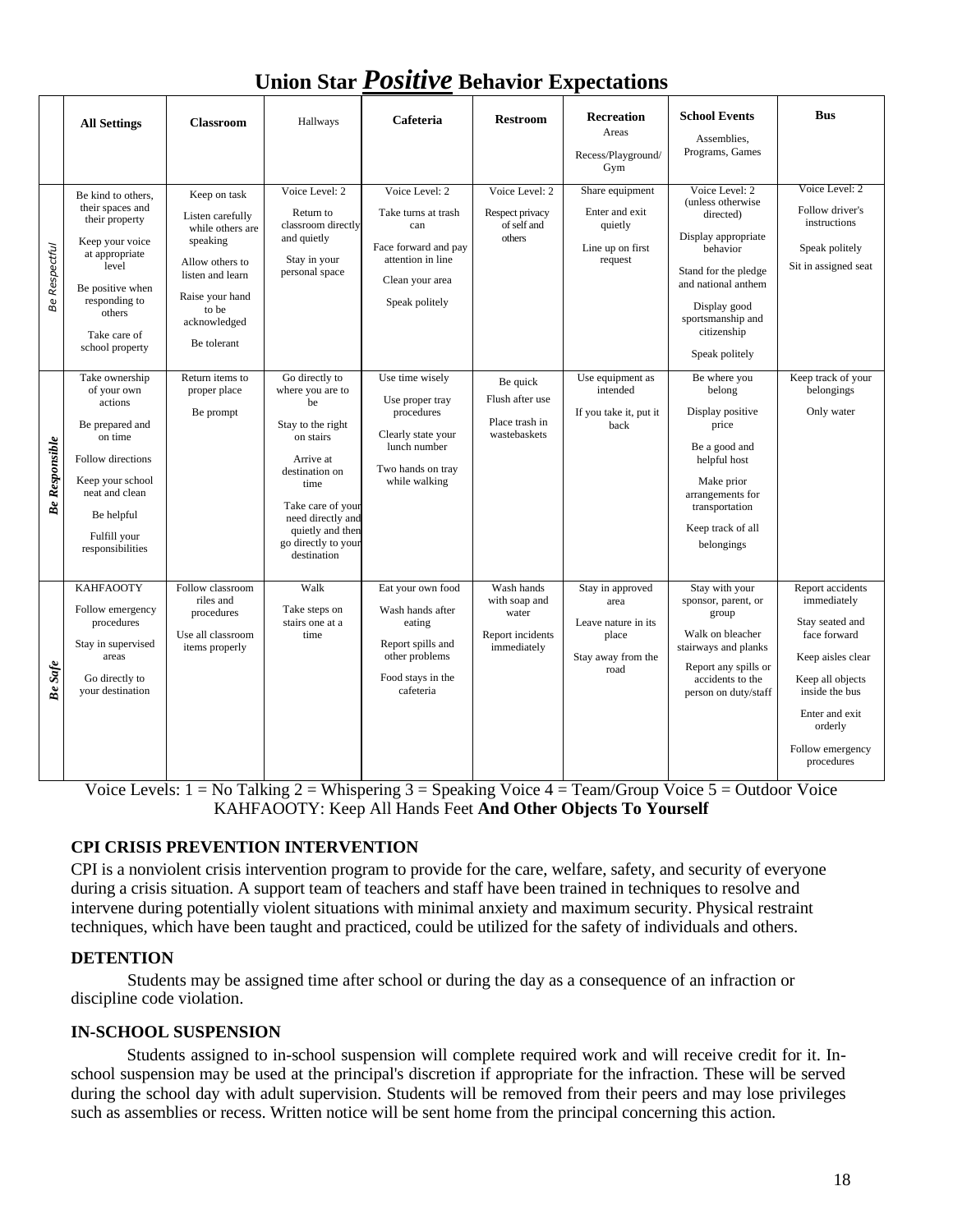# Union Star *Positive* Behavior Expectations

| | All Settings | Classroom | Hallways | Cafeteria | Restroom | Recreation Areas Recess/Playground/ Gym | School Events Assemblies, Programs, Games | Bus |
|---|---|---|---|---|---|---|---|---|
| *Be Respectful* | Be kind to others, their spaces and their property<br>Keep your voice at appropriate level<br>Be positive when responding to others<br>Take care of school property | Keep on task<br>Listen carefully while others are speaking<br>Allow others to listen and learn<br>Raise your hand to be acknowledged<br>Be tolerant | Voice Level: 2<br>Return to classroom directly and quietly<br>Stay in your personal space | Voice Level: 2<br>Take turns at trash can<br>Face forward and pay attention in line<br>Clean your area<br>Speak politely | Voice Level: 2<br>Respect privacy of self and others | Share equipment<br>Enter and exit quietly<br>Line up on first request | Voice Level: 2 (unless otherwise directed)<br>Display appropriate behavior<br>Stand for the pledge and national anthem<br>Display good sportsmanship and citizenship<br>Speak politely | Voice Level: 2<br>Follow driver's instructions<br>Speak politely<br>Sit in assigned seat |
| ***Be Responsible*** | Take ownership of your own actions<br>Be prepared and on time<br>Follow directions<br>Keep your school neat and clean<br>Be helpful<br>Fulfill your responsibilities | Return items to proper place<br>Be prompt | Go directly to where you are to be<br>Stay to the right on stairs<br>Arrive at destination on time<br>Take care of your need directly and quietly and then go directly to your destination | Use time wisely<br>Use proper tray procedures<br>Clearly state your lunch number<br>Two hands on tray while walking | Be quick<br>Flush after use<br>Place trash in wastebaskets | Use equipment as intended<br>If you take it, put it back | Be where you belong<br>Display positive price<br>Be a good and helpful host<br>Make prior arrangements for transportation<br>Keep track of all belongings | Keep track of your belongings<br>Only water |
| ***Be Safe*** | KAHFAOOTY<br>Follow emergency procedures<br>Stay in supervised areas<br>Go directly to your destination | Follow classroom riles and procedures<br>Use all classroom items properly | Walk<br>Take steps on stairs one at a time | Eat your own food<br>Wash hands after eating<br>Report spills and other problems<br>Food stays in the cafeteria | Wash hands with soap and water<br>Report incidents immediately | Stay in approved area<br>Leave nature in its place<br>Stay away from the road | Stay with your sponsor, parent, or group<br>Walk on bleacher stairways and planks<br>Report any spills or accidents to the person on duty/staff | Report accidents immediately<br>Stay seated and face forward<br>Keep aisles clear<br>Keep all objects inside the bus<br>Enter and exit orderly<br>Follow emergency procedures |

Voice Levels: 1 = No Talking 2 = Whispering 3 = Speaking Voice 4 = Team/Group Voice 5 = Outdoor Voice
KAHFAOOTY: Keep All Hands Feet **And Other Objects To Yourself**

### CPI CRISIS PREVENTION INTERVENTION

CPI is a nonviolent crisis intervention program to provide for the care, welfare, safety, and security of everyone during a crisis situation. A support team of teachers and staff have been trained in techniques to resolve and intervene during potentially violent situations with minimal anxiety and maximum security. Physical restraint techniques, which have been taught and practiced, could be utilized for the safety of individuals and others.

### DETENTION

Students may be assigned time after school or during the day as a consequence of an infraction or discipline code violation.

### IN-SCHOOL SUSPENSION

Students assigned to in-school suspension will complete required work and will receive credit for it. In-school suspension may be used at the principal's discretion if appropriate for the infraction. These will be served during the school day with adult supervision. Students will be removed from their peers and may lose privileges such as assemblies or recess. Written notice will be sent home from the principal concerning this action.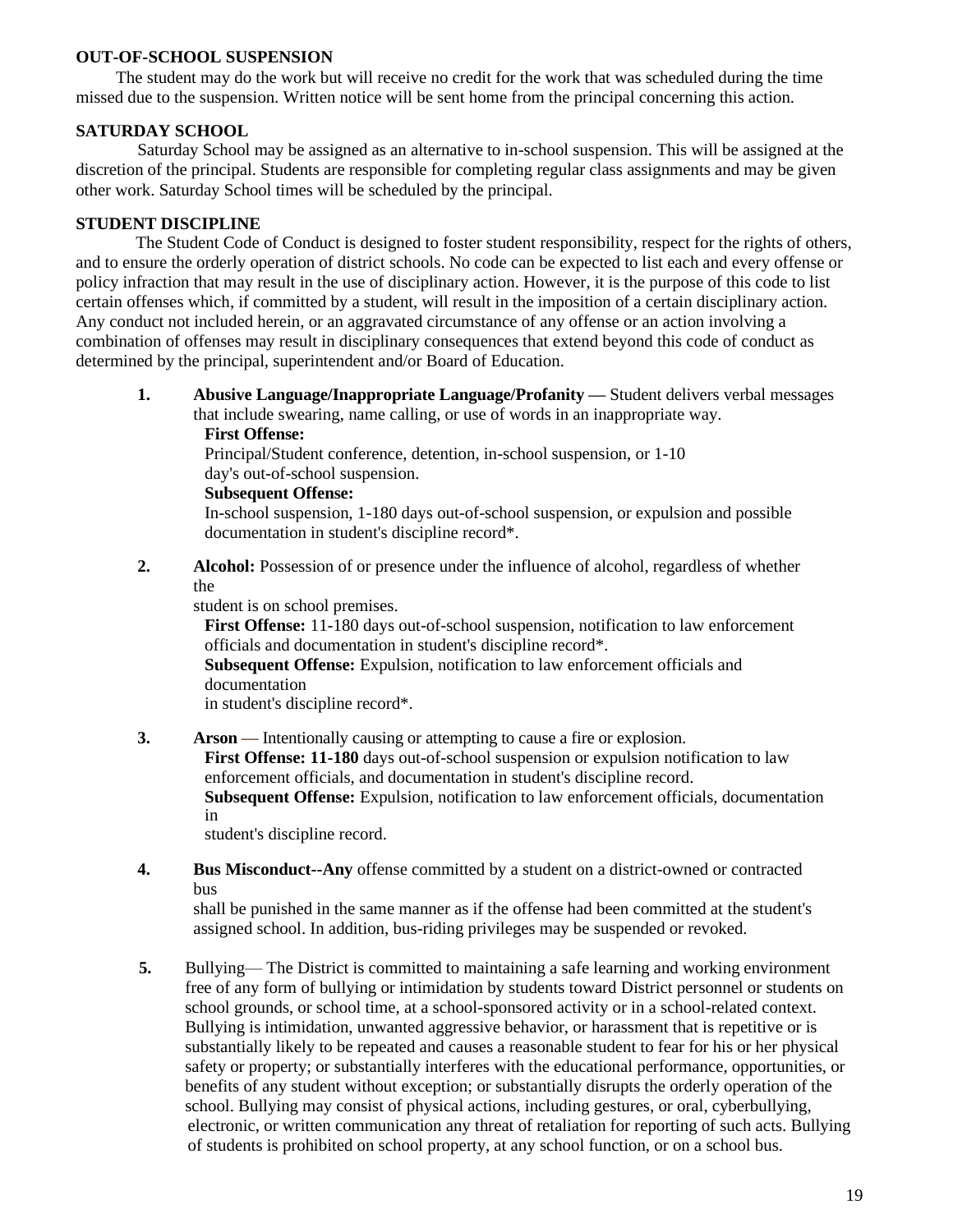**OUT-OF-SCHOOL SUSPENSION**

The student may do the work but will receive no credit for the work that was scheduled during the time missed due to the suspension. Written notice will be sent home from the principal concerning this action.

**SATURDAY SCHOOL**

Saturday School may be assigned as an alternative to in-school suspension. This will be assigned at the discretion of the principal. Students are responsible for completing regular class assignments and may be given other work. Saturday School times will be scheduled by the principal.

**STUDENT DISCIPLINE**

The Student Code of Conduct is designed to foster student responsibility, respect for the rights of others, and to ensure the orderly operation of district schools. No code can be expected to list each and every offense or policy infraction that may result in the use of disciplinary action. However, it is the purpose of this code to list certain offenses which, if committed by a student, will result in the imposition of a certain disciplinary action. Any conduct not included herein, or an aggravated circumstance of any offense or an action involving a combination of offenses may result in disciplinary consequences that extend beyond this code of conduct as determined by the principal, superintendent and/or Board of Education.

1. **Abusive Language/Inappropriate Language/Profanity —** Student delivers verbal messages that include swearing, name calling, or use of words in an inappropriate way.
   **First Offense:**
   Principal/Student conference, detention, in-school suspension, or 1-10 day's out-of-school suspension.
   **Subsequent Offense:**
   In-school suspension, 1-180 days out-of-school suspension, or expulsion and possible documentation in student's discipline record*.

2. **Alcohol:** Possession of or presence under the influence of alcohol, regardless of whether the student is on school premises.
   **First Offense:** 11-180 days out-of-school suspension, notification to law enforcement officials and documentation in student's discipline record*.
   **Subsequent Offense:** Expulsion, notification to law enforcement officials and documentation in student's discipline record*.

3. **Arson** — Intentionally causing or attempting to cause a fire or explosion.
   **First Offense: 11-180** days out-of-school suspension or expulsion notification to law enforcement officials, and documentation in student's discipline record.
   **Subsequent Offense:** Expulsion, notification to law enforcement officials, documentation in student's discipline record.

4. **Bus Misconduct--Any** offense committed by a student on a district-owned or contracted bus shall be punished in the same manner as if the offense had been committed at the student's assigned school. In addition, bus-riding privileges may be suspended or revoked.

5. Bullying— The District is committed to maintaining a safe learning and working environment free of any form of bullying or intimidation by students toward District personnel or students on school grounds, or school time, at a school-sponsored activity or in a school-related context. Bullying is intimidation, unwanted aggressive behavior, or harassment that is repetitive or is substantially likely to be repeated and causes a reasonable student to fear for his or her physical safety or property; or substantially interferes with the educational performance, opportunities, or benefits of any student without exception; or substantially disrupts the orderly operation of the school. Bullying may consist of physical actions, including gestures, or oral, cyberbullying, electronic, or written communication any threat of retaliation for reporting of such acts. Bullying of students is prohibited on school property, at any school function, or on a school bus.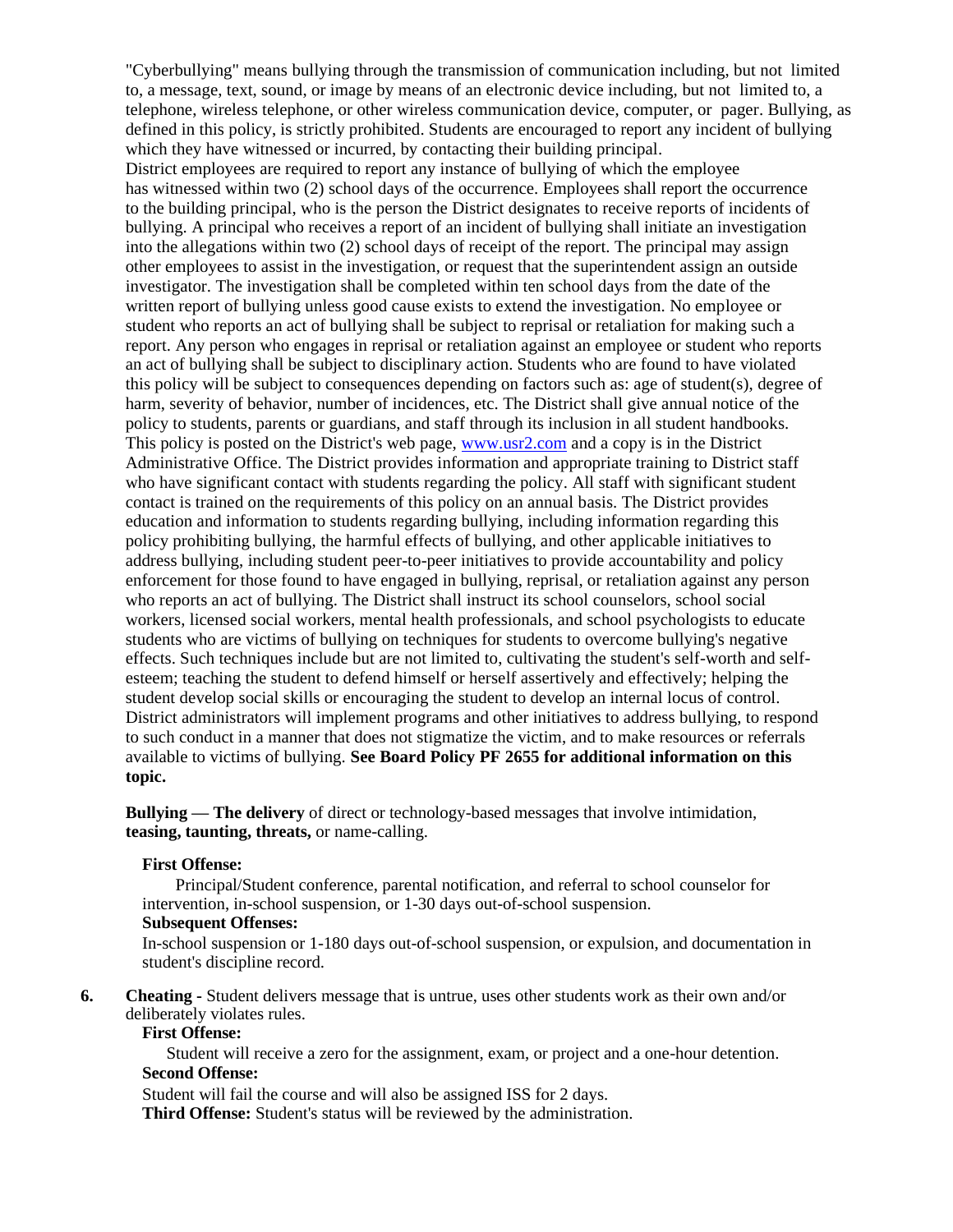"Cyberbullying" means bullying through the transmission of communication including, but not limited to, a message, text, sound, or image by means of an electronic device including, but not limited to, a telephone, wireless telephone, or other wireless communication device, computer, or pager. Bullying, as defined in this policy, is strictly prohibited. Students are encouraged to report any incident of bullying which they have witnessed or incurred, by contacting their building principal.

District employees are required to report any instance of bullying of which the employee has witnessed within two (2) school days of the occurrence. Employees shall report the occurrence to the building principal, who is the person the District designates to receive reports of incidents of bullying. A principal who receives a report of an incident of bullying shall initiate an investigation into the allegations within two (2) school days of receipt of the report. The principal may assign other employees to assist in the investigation, or request that the superintendent assign an outside investigator. The investigation shall be completed within ten school days from the date of the written report of bullying unless good cause exists to extend the investigation. No employee or student who reports an act of bullying shall be subject to reprisal or retaliation for making such a report. Any person who engages in reprisal or retaliation against an employee or student who reports an act of bullying shall be subject to disciplinary action. Students who are found to have violated this policy will be subject to consequences depending on factors such as: age of student(s), degree of harm, severity of behavior, number of incidences, etc. The District shall give annual notice of the policy to students, parents or guardians, and staff through its inclusion in all student handbooks. This policy is posted on the District's web page, www.usr2.com and a copy is in the District Administrative Office. The District provides information and appropriate training to District staff who have significant contact with students regarding the policy. All staff with significant student contact is trained on the requirements of this policy on an annual basis. The District provides education and information to students regarding bullying, including information regarding this policy prohibiting bullying, the harmful effects of bullying, and other applicable initiatives to address bullying, including student peer-to-peer initiatives to provide accountability and policy enforcement for those found to have engaged in bullying, reprisal, or retaliation against any person who reports an act of bullying. The District shall instruct its school counselors, school social workers, licensed social workers, mental health professionals, and school psychologists to educate students who are victims of bullying on techniques for students to overcome bullying's negative effects. Such techniques include but are not limited to, cultivating the student's self-worth and self-esteem; teaching the student to defend himself or herself assertively and effectively; helping the student develop social skills or encouraging the student to develop an internal locus of control. District administrators will implement programs and other initiatives to address bullying, to respond to such conduct in a manner that does not stigmatize the victim, and to make resources or referrals available to victims of bullying. **See Board Policy PF 2655 for additional information on this topic.**

**Bullying — The delivery** of direct or technology-based messages that involve intimidation, **teasing, taunting, threats,** or name-calling.

**First Offense:**

Principal/Student conference, parental notification, and referral to school counselor for intervention, in-school suspension, or 1-30 days out-of-school suspension.

**Subsequent Offenses:**

In-school suspension or 1-180 days out-of-school suspension, or expulsion, and documentation in student's discipline record.

**6. Cheating -** Student delivers message that is untrue, uses other students work as their own and/or deliberately violates rules.

**First Offense:**

Student will receive a zero for the assignment, exam, or project and a one-hour detention.

**Second Offense:**

Student will fail the course and will also be assigned ISS for 2 days.

**Third Offense:** Student's status will be reviewed by the administration.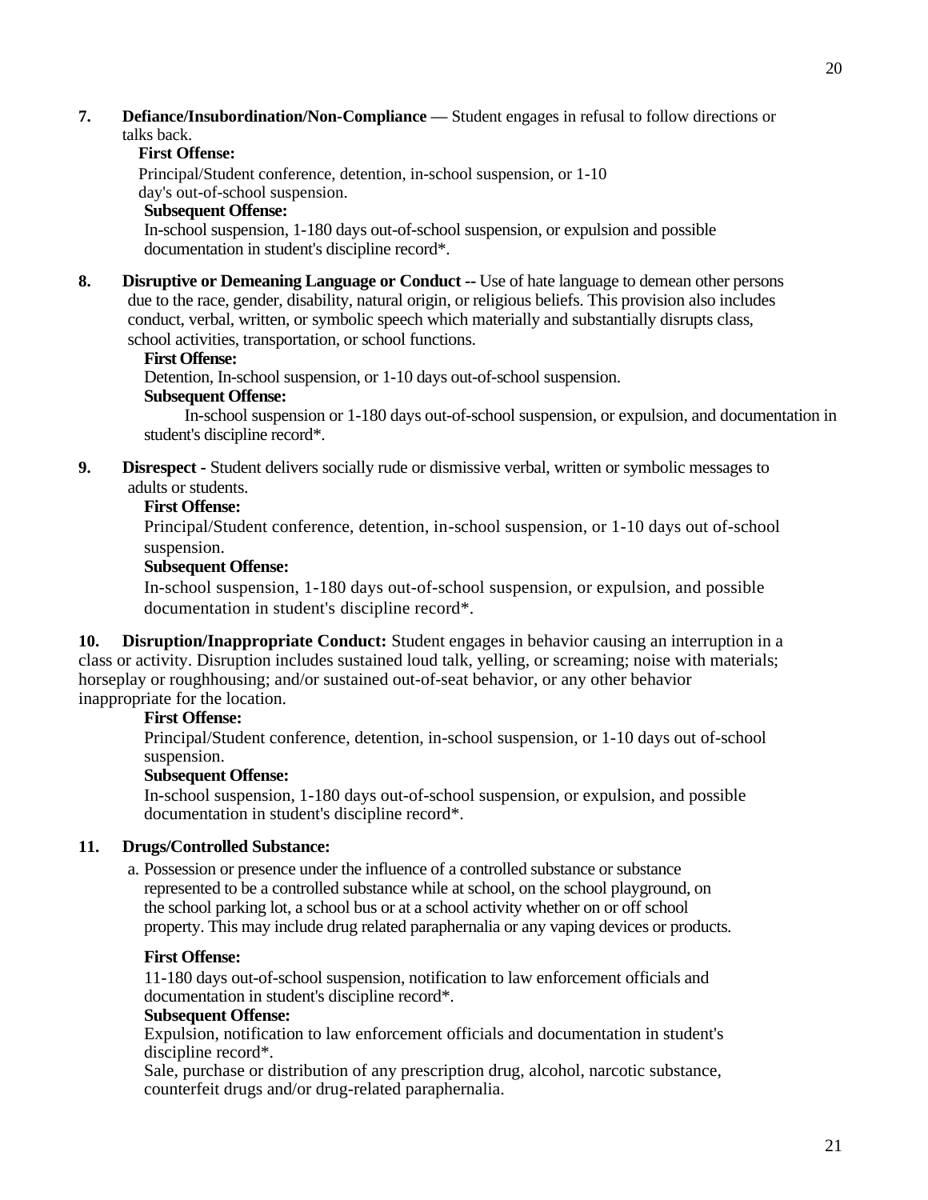**7. Defiance/Insubordination/Non-Compliance** — Student engages in refusal to follow directions or talks back.

**First Offense:**

Principal/Student conference, detention, in-school suspension, or 1-10 day's out-of-school suspension.

**Subsequent Offense:**

In-school suspension, 1-180 days out-of-school suspension, or expulsion and possible documentation in student's discipline record*.

**8. Disruptive or Demeaning Language or Conduct --** Use of hate language to demean other persons due to the race, gender, disability, natural origin, or religious beliefs. This provision also includes conduct, verbal, written, or symbolic speech which materially and substantially disrupts class, school activities, transportation, or school functions.

**First Offense:**

Detention, In-school suspension, or 1-10 days out-of-school suspension.

**Subsequent Offense:**

In-school suspension or 1-180 days out-of-school suspension, or expulsion, and documentation in student's discipline record*.

**9. Disrespect** - Student delivers socially rude or dismissive verbal, written or symbolic messages to adults or students.

**First Offense:**

Principal/Student conference, detention, in-school suspension, or 1-10 days out of-school suspension.

**Subsequent Offense:**

In-school suspension, 1-180 days out-of-school suspension, or expulsion, and possible documentation in student's discipline record*.

**10. Disruption/Inappropriate Conduct:** Student engages in behavior causing an interruption in a class or activity. Disruption includes sustained loud talk, yelling, or screaming; noise with materials; horseplay or roughhousing; and/or sustained out-of-seat behavior, or any other behavior inappropriate for the location.

**First Offense:**

Principal/Student conference, detention, in-school suspension, or 1-10 days out of-school suspension.

**Subsequent Offense:**

In-school suspension, 1-180 days out-of-school suspension, or expulsion, and possible documentation in student's discipline record*.

**11. Drugs/Controlled Substance:**

a. Possession or presence under the influence of a controlled substance or substance represented to be a controlled substance while at school, on the school playground, on the school parking lot, a school bus or at a school activity whether on or off school property. This may include drug related paraphernalia or any vaping devices or products.

**First Offense:**

11-180 days out-of-school suspension, notification to law enforcement officials and documentation in student's discipline record*.

**Subsequent Offense:**

Expulsion, notification to law enforcement officials and documentation in student's discipline record*.

Sale, purchase or distribution of any prescription drug, alcohol, narcotic substance, counterfeit drugs and/or drug-related paraphernalia.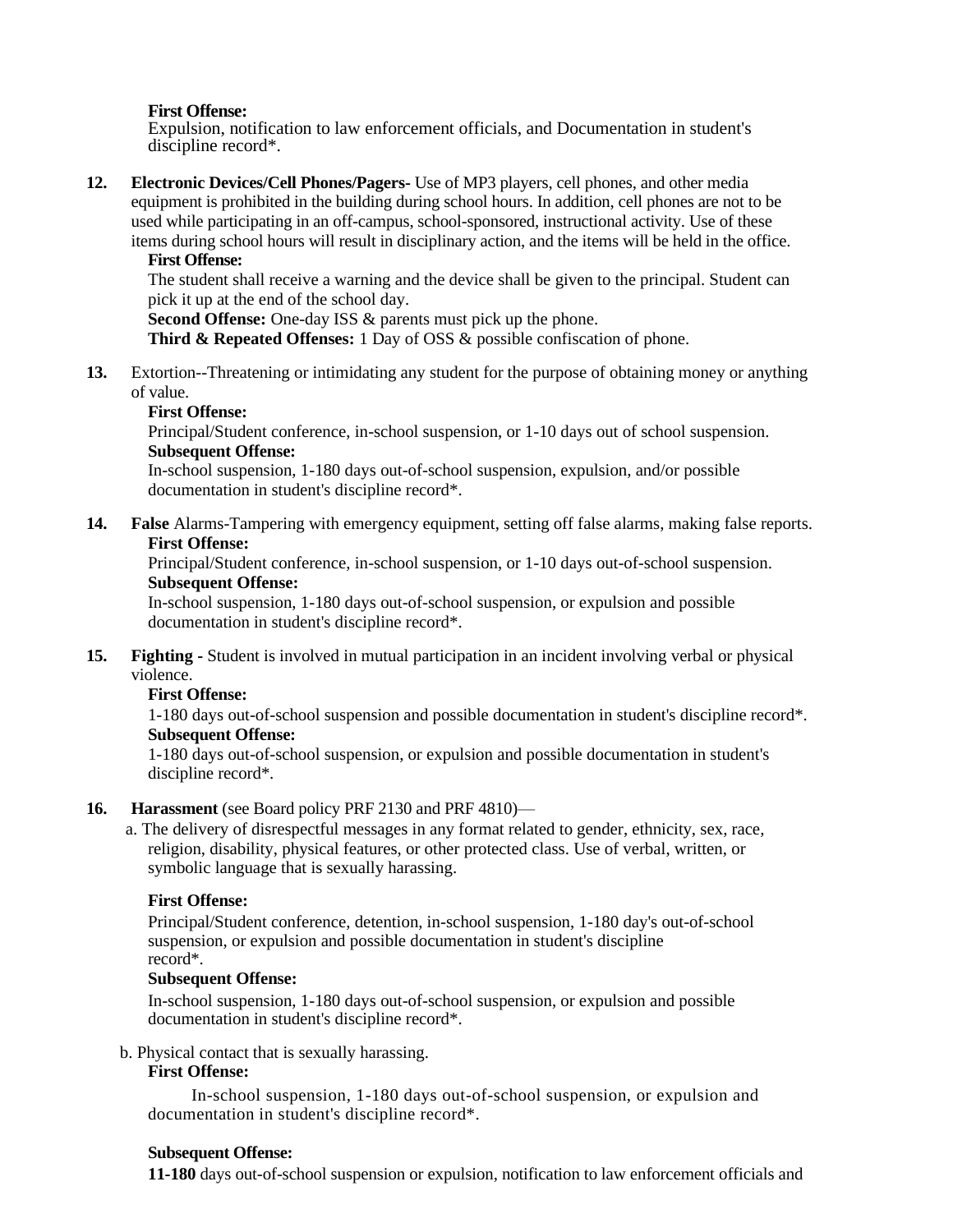**First Offense:**
Expulsion, notification to law enforcement officials, and Documentation in student's discipline record*.

**12. Electronic Devices/Cell Phones/Pagers-** Use of MP3 players, cell phones, and other media equipment is prohibited in the building during school hours. In addition, cell phones are not to be used while participating in an off-campus, school-sponsored, instructional activity. Use of these items during school hours will result in disciplinary action, and the items will be held in the office.

**First Offense:**
The student shall receive a warning and the device shall be given to the principal. Student can pick it up at the end of the school day.
**Second Offense:** One-day ISS & parents must pick up the phone.
**Third & Repeated Offenses:** 1 Day of OSS & possible confiscation of phone.

**13.** Extortion--Threatening or intimidating any student for the purpose of obtaining money or anything of value.

**First Offense:**
Principal/Student conference, in-school suspension, or 1-10 days out of school suspension.
**Subsequent Offense:**
In-school suspension, 1-180 days out-of-school suspension, expulsion, and/or possible documentation in student's discipline record*.

**14. False** Alarms-Tampering with emergency equipment, setting off false alarms, making false reports.

**First Offense:**
Principal/Student conference, in-school suspension, or 1-10 days out-of-school suspension.
**Subsequent Offense:**
In-school suspension, 1-180 days out-of-school suspension, or expulsion and possible documentation in student's discipline record*.

**15. Fighting -** Student is involved in mutual participation in an incident involving verbal or physical violence.

**First Offense:**
1-180 days out-of-school suspension and possible documentation in student's discipline record*.
**Subsequent Offense:**
1-180 days out-of-school suspension, or expulsion and possible documentation in student's discipline record*.

**16. Harassment** (see Board policy PRF 2130 and PRF 4810)—

a. The delivery of disrespectful messages in any format related to gender, ethnicity, sex, race, religion, disability, physical features, or other protected class. Use of verbal, written, or symbolic language that is sexually harassing.

**First Offense:**
Principal/Student conference, detention, in-school suspension, 1-180 day's out-of-school suspension, or expulsion and possible documentation in student's discipline record*.
**Subsequent Offense:**
In-school suspension, 1-180 days out-of-school suspension, or expulsion and possible documentation in student's discipline record*.

b. Physical contact that is sexually harassing.

**First Offense:**
In-school suspension, 1-180 days out-of-school suspension, or expulsion and documentation in student's discipline record*.

**Subsequent Offense:**
**11-180** days out-of-school suspension or expulsion, notification to law enforcement officials and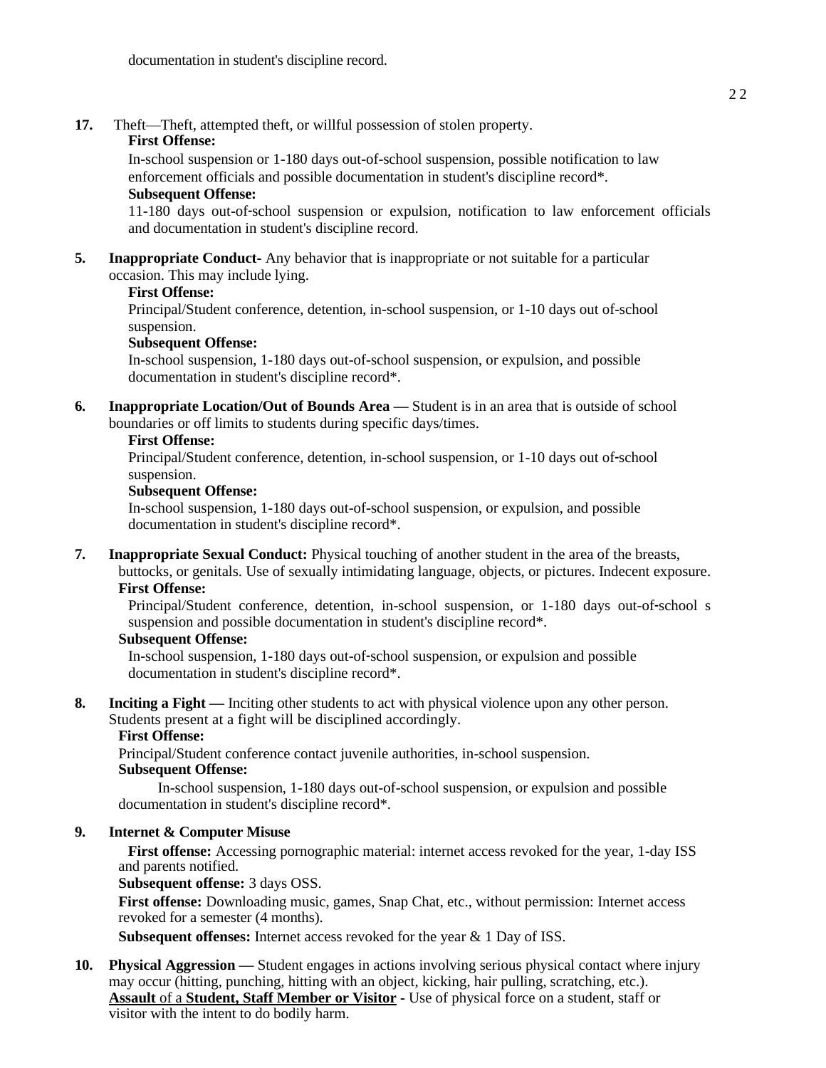documentation in student's discipline record.

**17.** Theft—Theft, attempted theft, or willful possession of stolen property.

**First Offense:**

In-school suspension or 1-180 days out-of-school suspension, possible notification to law enforcement officials and possible documentation in student's discipline record*.

**Subsequent Offense:**

11-180 days out-of-school suspension or expulsion, notification to law enforcement officials and documentation in student's discipline record.

**5. Inappropriate Conduct-** Any behavior that is inappropriate or not suitable for a particular occasion. This may include lying.

**First Offense:**

Principal/Student conference, detention, in-school suspension, or 1-10 days out of-school suspension.

**Subsequent Offense:**

In-school suspension, 1-180 days out-of-school suspension, or expulsion, and possible documentation in student's discipline record*.

**6. Inappropriate Location/Out of Bounds Area —** Student is in an area that is outside of school boundaries or off limits to students during specific days/times.

**First Offense:**

Principal/Student conference, detention, in-school suspension, or 1-10 days out of-school suspension.

**Subsequent Offense:**

In-school suspension, 1-180 days out-of-school suspension, or expulsion, and possible documentation in student's discipline record*.

**7. Inappropriate Sexual Conduct:** Physical touching of another student in the area of the breasts, buttocks, or genitals. Use of sexually intimidating language, objects, or pictures. Indecent exposure.

**First Offense:**

Principal/Student conference, detention, in-school suspension, or 1-180 days out-of-school s suspension and possible documentation in student's discipline record*.

**Subsequent Offense:**

In-school suspension, 1-180 days out-of-school suspension, or expulsion and possible documentation in student's discipline record*.

**8. Inciting a Fight —** Inciting other students to act with physical violence upon any other person. Students present at a fight will be disciplined accordingly.

**First Offense:**

Principal/Student conference contact juvenile authorities, in-school suspension.

**Subsequent Offense:**

In-school suspension, 1-180 days out-of-school suspension, or expulsion and possible documentation in student's discipline record*.

**9. Internet & Computer Misuse**

**First offense:** Accessing pornographic material: internet access revoked for the year, 1-day ISS and parents notified.

**Subsequent offense:** 3 days OSS.

**First offense:** Downloading music, games, Snap Chat, etc., without permission: Internet access revoked for a semester (4 months).

**Subsequent offenses:** Internet access revoked for the year & 1 Day of ISS.

**10. Physical Aggression —** Student engages in actions involving serious physical contact where injury may occur (hitting, punching, hitting with an object, kicking, hair pulling, scratching, etc.).
**<u>Assault</u> of a <u>Student, Staff Member or Visitor</u> -** Use of physical force on a student, staff or visitor with the intent to do bodily harm.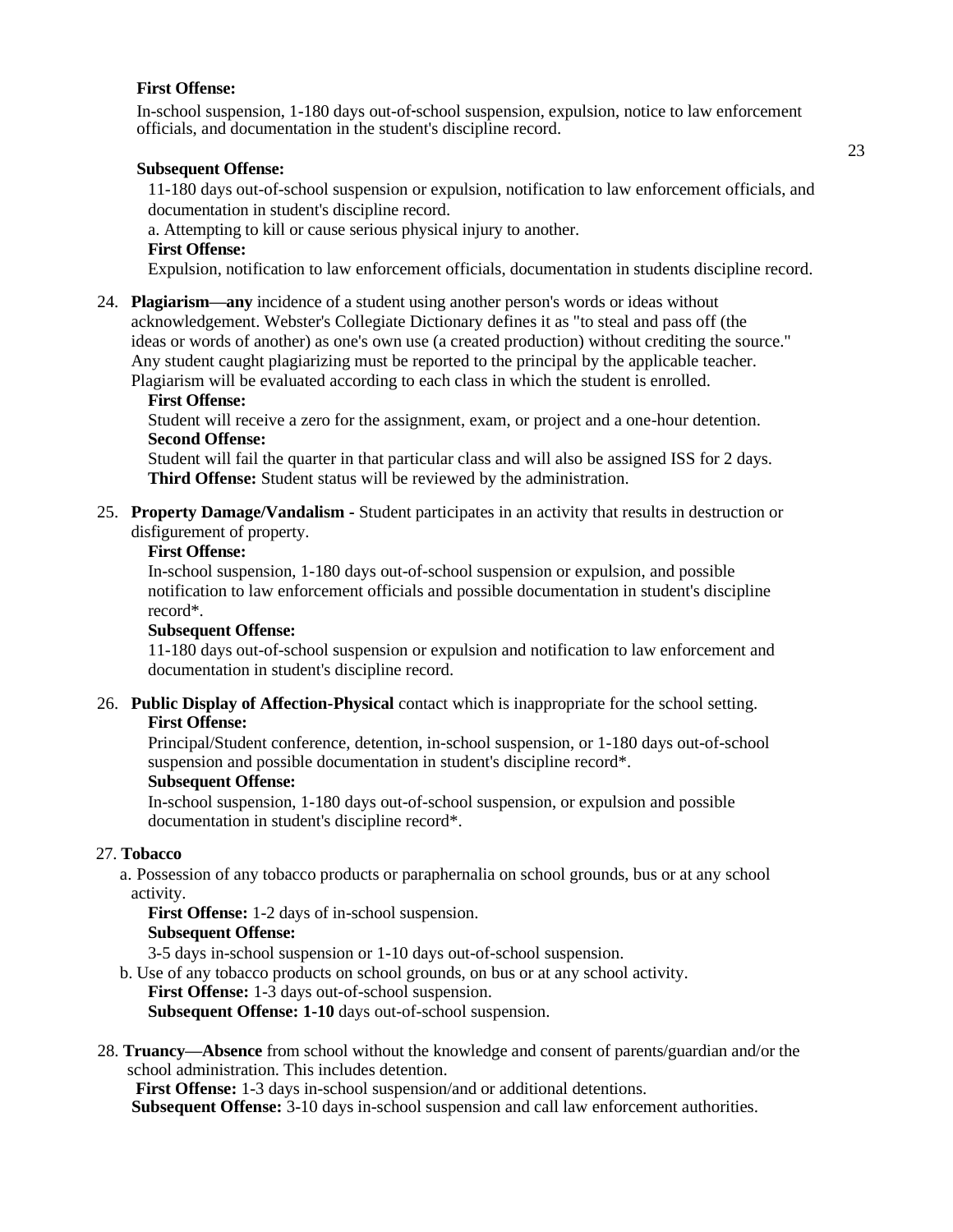**First Offense:**

In-school suspension, 1-180 days out-of-school suspension, expulsion, notice to law enforcement officials, and documentation in the student's discipline record.

**Subsequent Offense:**

11-180 days out-of-school suspension or expulsion, notification to law enforcement officials, and documentation in student's discipline record.

a. Attempting to kill or cause serious physical injury to another.

**First Offense:**

Expulsion, notification to law enforcement officials, documentation in students discipline record.

24. **Plagiarism—any** incidence of a student using another person's words or ideas without acknowledgement. Webster's Collegiate Dictionary defines it as "to steal and pass off (the ideas or words of another) as one's own use (a created production) without crediting the source." Any student caught plagiarizing must be reported to the principal by the applicable teacher. Plagiarism will be evaluated according to each class in which the student is enrolled.

    **First Offense:**

    Student will receive a zero for the assignment, exam, or project and a one-hour detention.

    **Second Offense:**

    Student will fail the quarter in that particular class and will also be assigned ISS for 2 days.

    **Third Offense:** Student status will be reviewed by the administration.

25. **Property Damage/Vandalism -** Student participates in an activity that results in destruction or disfigurement of property.

    **First Offense:**

    In-school suspension, 1-180 days out-of-school suspension or expulsion, and possible notification to law enforcement officials and possible documentation in student's discipline record*.

    **Subsequent Offense:**

    11-180 days out-of-school suspension or expulsion and notification to law enforcement and documentation in student's discipline record.

26. **Public Display of Affection-Physical** contact which is inappropriate for the school setting.

    **First Offense:**

    Principal/Student conference, detention, in-school suspension, or 1-180 days out-of-school suspension and possible documentation in student's discipline record*.

    **Subsequent Offense:**

    In-school suspension, 1-180 days out-of-school suspension, or expulsion and possible documentation in student's discipline record*.

27. **Tobacco**

    a. Possession of any tobacco products or paraphernalia on school grounds, bus or at any school activity.

    **First Offense:** 1-2 days of in-school suspension.

    **Subsequent Offense:**

    3-5 days in-school suspension or 1-10 days out-of-school suspension.

    b. Use of any tobacco products on school grounds, on bus or at any school activity.

    **First Offense:** 1-3 days out-of-school suspension.

    **Subsequent Offense: 1-10** days out-of-school suspension.

28. **Truancy—Absence** from school without the knowledge and consent of parents/guardian and/or the school administration. This includes detention.

    **First Offense:** 1-3 days in-school suspension/and or additional detentions.

    **Subsequent Offense:** 3-10 days in-school suspension and call law enforcement authorities.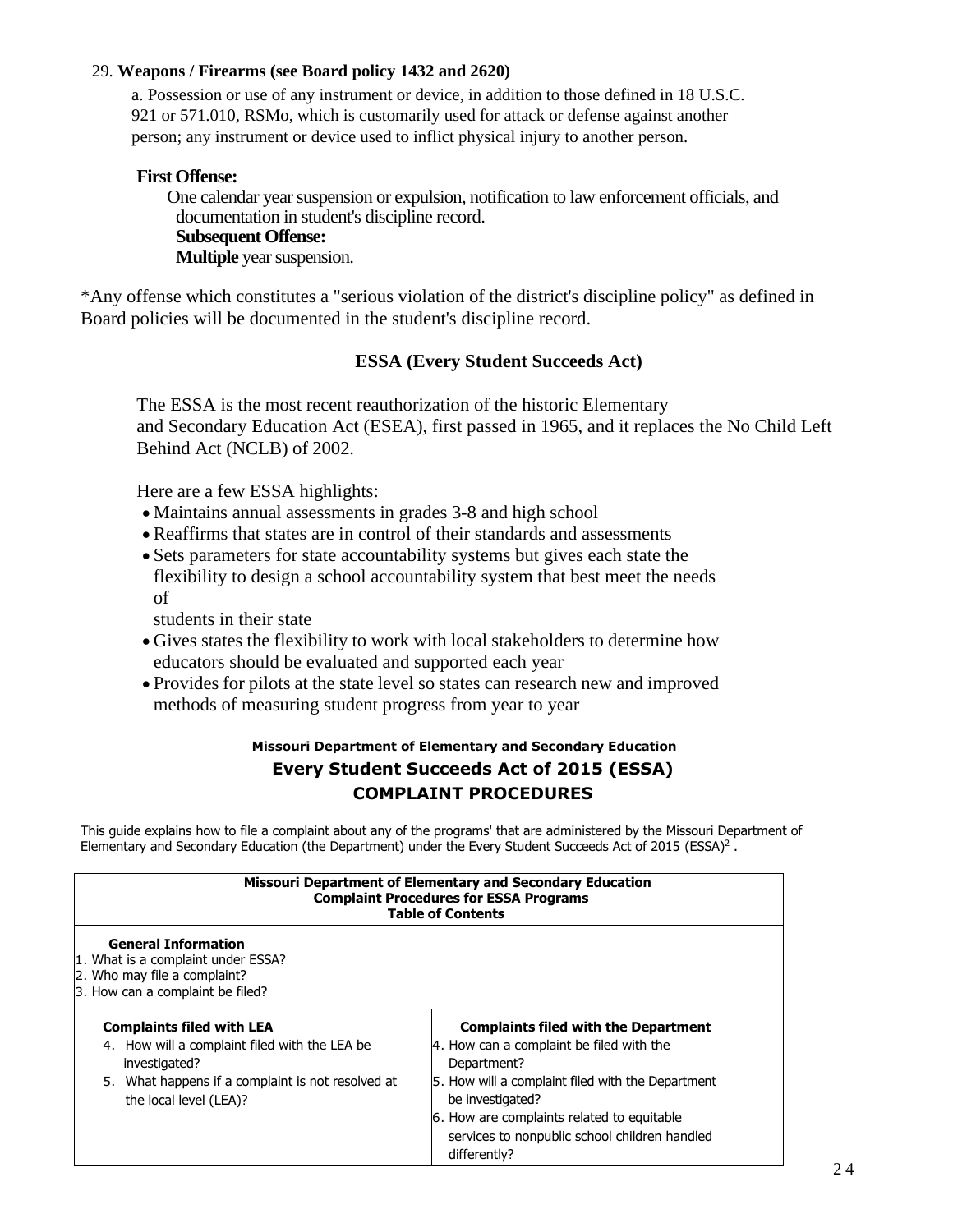29. **Weapons / Firearms (see Board policy 1432 and 2620)**

a. Possession or use of any instrument or device, in addition to those defined in 18 U.S.C. 921 or 571.010, RSMo, which is customarily used for attack or defense against another person; any instrument or device used to inflict physical injury to another person.

**First Offense:**

One calendar year suspension or expulsion, notification to law enforcement officials, and documentation in student's discipline record.

**Subsequent Offense:**

**Multiple** year suspension.

*Any offense which constitutes a "serious violation of the district's discipline policy" as defined in Board policies will be documented in the student's discipline record.

## ESSA (Every Student Succeeds Act)

The ESSA is the most recent reauthorization of the historic Elementary and Secondary Education Act (ESEA), first passed in 1965, and it replaces the No Child Left Behind Act (NCLB) of 2002.

Here are a few ESSA highlights:

- Maintains annual assessments in grades 3-8 and high school
- Reaffirms that states are in control of their standards and assessments
- Sets parameters for state accountability systems but gives each state the flexibility to design a school accountability system that best meet the needs of students in their state
- Gives states the flexibility to work with local stakeholders to determine how educators should be evaluated and supported each year
- Provides for pilots at the state level so states can research new and improved methods of measuring student progress from year to year

### Missouri Department of Elementary and Secondary Education

## Every Student Succeeds Act of 2015 (ESSA)
## COMPLAINT PROCEDURES

This guide explains how to file a complaint about any of the programs' that are administered by the Missouri Department of Elementary and Secondary Education (the Department) under the Every Student Succeeds Act of 2015 (ESSA)[2] .

| **Missouri Department of Elementary and Secondary Education<br>Complaint Procedures for ESSA Programs<br>Table of Contents** | |
|---|---|
| **General Information**<br>1. What is a complaint under ESSA?<br>2. Who may file a complaint?<br>3. How can a complaint be filed? | |
| **Complaints filed with LEA**<br>4. How will a complaint filed with the LEA be investigated?<br>5. What happens if a complaint is not resolved at the local level (LEA)? | **Complaints filed with the Department**<br>4. How can a complaint be filed with the Department?<br>5. How will a complaint filed with the Department be investigated?<br>6. How are complaints related to equitable services to nonpublic school children handled differently? |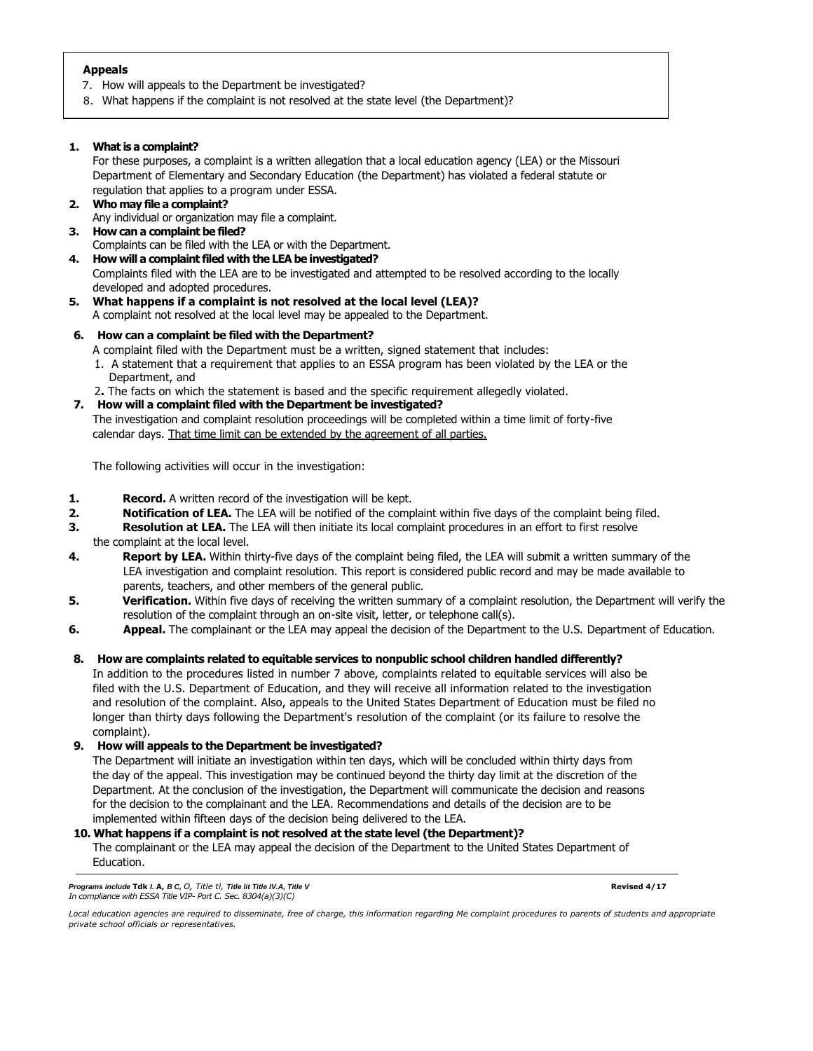**Appeals**

7. How will appeals to the Department be investigated?
8. What happens if the complaint is not resolved at the state level (the Department)?

**1. What is a complaint?**

For these purposes, a complaint is a written allegation that a local education agency (LEA) or the Missouri Department of Elementary and Secondary Education (the Department) has violated a federal statute or regulation that applies to a program under ESSA.

**2. Who may file a complaint?**

Any individual or organization may file a complaint.

**3. How can a complaint be filed?**

Complaints can be filed with the LEA or with the Department.

**4. How will a complaint filed with the LEA be investigated?**

Complaints filed with the LEA are to be investigated and attempted to be resolved according to the locally developed and adopted procedures.

**5. What happens if a complaint is not resolved at the local level (LEA)?**

A complaint not resolved at the local level may be appealed to the Department.

**6. How can a complaint be filed with the Department?**

A complaint filed with the Department must be a written, signed statement that includes:

1. A statement that a requirement that applies to an ESSA program has been violated by the LEA or the Department, and
2. The facts on which the statement is based and the specific requirement allegedly violated.

**7. How will a complaint filed with the Department be investigated?**

The investigation and complaint resolution proceedings will be completed within a time limit of forty-five calendar days. <u>That time limit can be extended by the agreement of all parties.</u>

The following activities will occur in the investigation:

1. **Record.** A written record of the investigation will be kept.
2. **Notification of LEA.** The LEA will be notified of the complaint within five days of the complaint being filed.
3. **Resolution at LEA.** The LEA will then initiate its local complaint procedures in an effort to first resolve the complaint at the local level.
4. **Report by LEA.** Within thirty-five days of the complaint being filed, the LEA will submit a written summary of the LEA investigation and complaint resolution. This report is considered public record and may be made available to parents, teachers, and other members of the general public.
5. **Verification.** Within five days of receiving the written summary of a complaint resolution, the Department will verify the resolution of the complaint through an on-site visit, letter, or telephone call(s).
6. **Appeal.** The complainant or the LEA may appeal the decision of the Department to the U.S. Department of Education.

**8. How are complaints related to equitable services to nonpublic school children handled differently?**

In addition to the procedures listed in number 7 above, complaints related to equitable services will also be filed with the U.S. Department of Education, and they will receive all information related to the investigation and resolution of the complaint. Also, appeals to the United States Department of Education must be filed no longer than thirty days following the Department's resolution of the complaint (or its failure to resolve the complaint).

**9. How will appeals to the Department be investigated?**

The Department will initiate an investigation within ten days, which will be concluded within thirty days from the day of the appeal. This investigation may be continued beyond the thirty day limit at the discretion of the Department. At the conclusion of the investigation, the Department will communicate the decision and reasons for the decision to the complainant and the LEA. Recommendations and details of the decision are to be implemented within fifteen days of the decision being delivered to the LEA.

**10. What happens if a complaint is not resolved at the state level (the Department)?**

The complainant or the LEA may appeal the decision of the Department to the United States Department of Education.

***Programs include* Tdk *I.* A, *B C, O, Title tl, Title lit Title IV.A, Title V*** **Revised 4/17**
*In compliance with ESSA Title VIP- Port C. Sec. 8304(a)(3)(C)*

*Local education agencies are required to disseminate, free of charge, this information regarding Me complaint procedures to parents of students and appropriate private school officials or representatives.*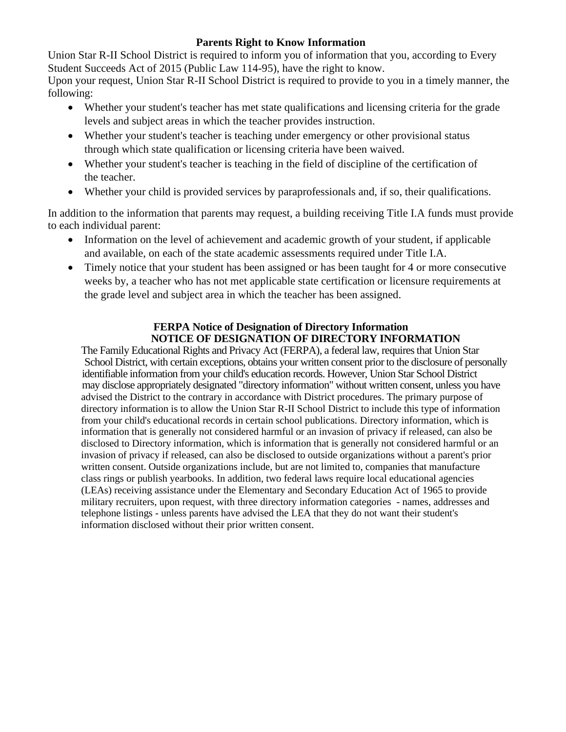## Parents Right to Know Information

Union Star R-II School District is required to inform you of information that you, according to Every Student Succeeds Act of 2015 (Public Law 114-95), have the right to know.

Upon your request, Union Star R-II School District is required to provide to you in a timely manner, the following:

- Whether your student's teacher has met state qualifications and licensing criteria for the grade levels and subject areas in which the teacher provides instruction.
- Whether your student's teacher is teaching under emergency or other provisional status through which state qualification or licensing criteria have been waived.
- Whether your student's teacher is teaching in the field of discipline of the certification of the teacher.
- Whether your child is provided services by paraprofessionals and, if so, their qualifications.

In addition to the information that parents may request, a building receiving Title I.A funds must provide to each individual parent:

- Information on the level of achievement and academic growth of your student, if applicable and available, on each of the state academic assessments required under Title I.A.
- Timely notice that your student has been assigned or has been taught for 4 or more consecutive weeks by, a teacher who has not met applicable state certification or licensure requirements at the grade level and subject area in which the teacher has been assigned.

## FERPA Notice of Designation of Directory Information

### NOTICE OF DESIGNATION OF DIRECTORY INFORMATION

The Family Educational Rights and Privacy Act (FERPA), a federal law, requires that Union Star School District, with certain exceptions, obtains your written consent prior to the disclosure of personally identifiable information from your child's education records. However, Union Star School District may disclose appropriately designated "directory information" without written consent, unless you have advised the District to the contrary in accordance with District procedures. The primary purpose of directory information is to allow the Union Star R-II School District to include this type of information from your child's educational records in certain school publications. Directory information, which is information that is generally not considered harmful or an invasion of privacy if released, can also be disclosed to Directory information, which is information that is generally not considered harmful or an invasion of privacy if released, can also be disclosed to outside organizations without a parent's prior written consent. Outside organizations include, but are not limited to, companies that manufacture class rings or publish yearbooks. In addition, two federal laws require local educational agencies (LEAs) receiving assistance under the Elementary and Secondary Education Act of 1965 to provide military recruiters, upon request, with three directory information categories - names, addresses and telephone listings - unless parents have advised the LEA that they do not want their student's information disclosed without their prior written consent.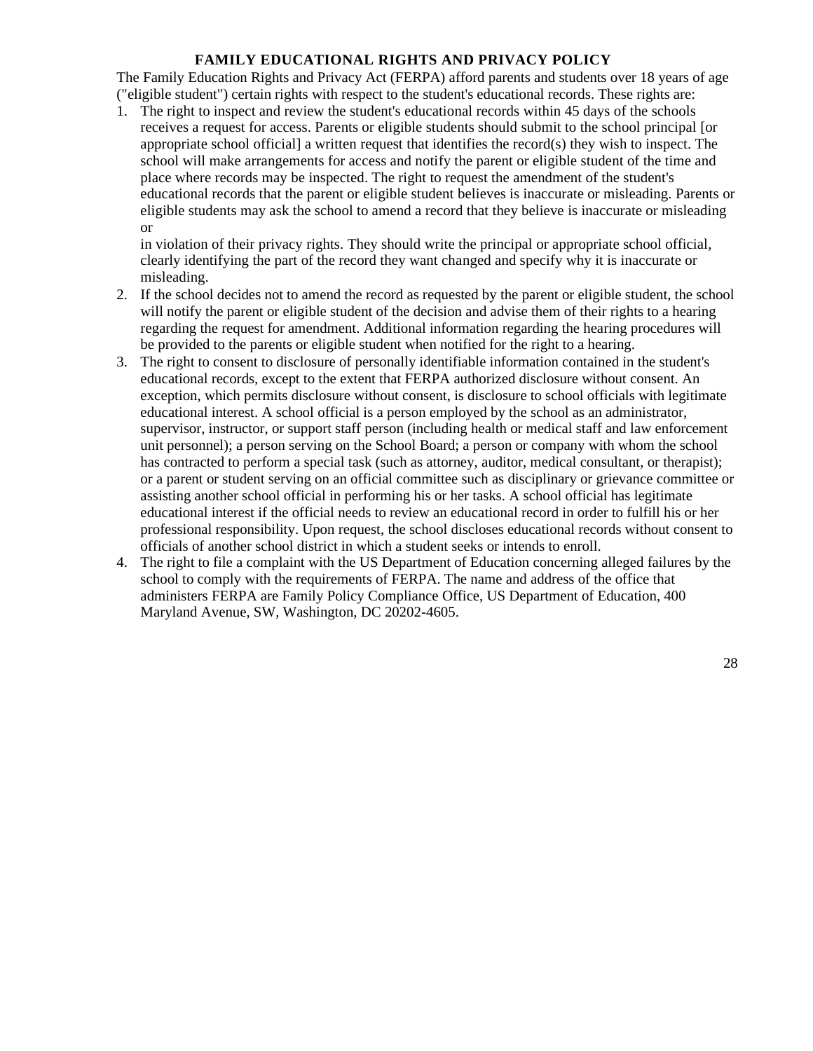## FAMILY EDUCATIONAL RIGHTS AND PRIVACY POLICY

The Family Education Rights and Privacy Act (FERPA) afford parents and students over 18 years of age ("eligible student") certain rights with respect to the student's educational records. These rights are:

1. The right to inspect and review the student's educational records within 45 days of the schools receives a request for access. Parents or eligible students should submit to the school principal [or appropriate school official] a written request that identifies the record(s) they wish to inspect. The school will make arrangements for access and notify the parent or eligible student of the time and place where records may be inspected. The right to request the amendment of the student's educational records that the parent or eligible student believes is inaccurate or misleading. Parents or eligible students may ask the school to amend a record that they believe is inaccurate or misleading or
   in violation of their privacy rights. They should write the principal or appropriate school official, clearly identifying the part of the record they want changed and specify why it is inaccurate or misleading.
2. If the school decides not to amend the record as requested by the parent or eligible student, the school will notify the parent or eligible student of the decision and advise them of their rights to a hearing regarding the request for amendment. Additional information regarding the hearing procedures will be provided to the parents or eligible student when notified for the right to a hearing.
3. The right to consent to disclosure of personally identifiable information contained in the student's educational records, except to the extent that FERPA authorized disclosure without consent. An exception, which permits disclosure without consent, is disclosure to school officials with legitimate educational interest. A school official is a person employed by the school as an administrator, supervisor, instructor, or support staff person (including health or medical staff and law enforcement unit personnel); a person serving on the School Board; a person or company with whom the school has contracted to perform a special task (such as attorney, auditor, medical consultant, or therapist); or a parent or student serving on an official committee such as disciplinary or grievance committee or assisting another school official in performing his or her tasks. A school official has legitimate educational interest if the official needs to review an educational record in order to fulfill his or her professional responsibility. Upon request, the school discloses educational records without consent to officials of another school district in which a student seeks or intends to enroll.
4. The right to file a complaint with the US Department of Education concerning alleged failures by the school to comply with the requirements of FERPA. The name and address of the office that administers FERPA are Family Policy Compliance Office, US Department of Education, 400 Maryland Avenue, SW, Washington, DC 20202-4605.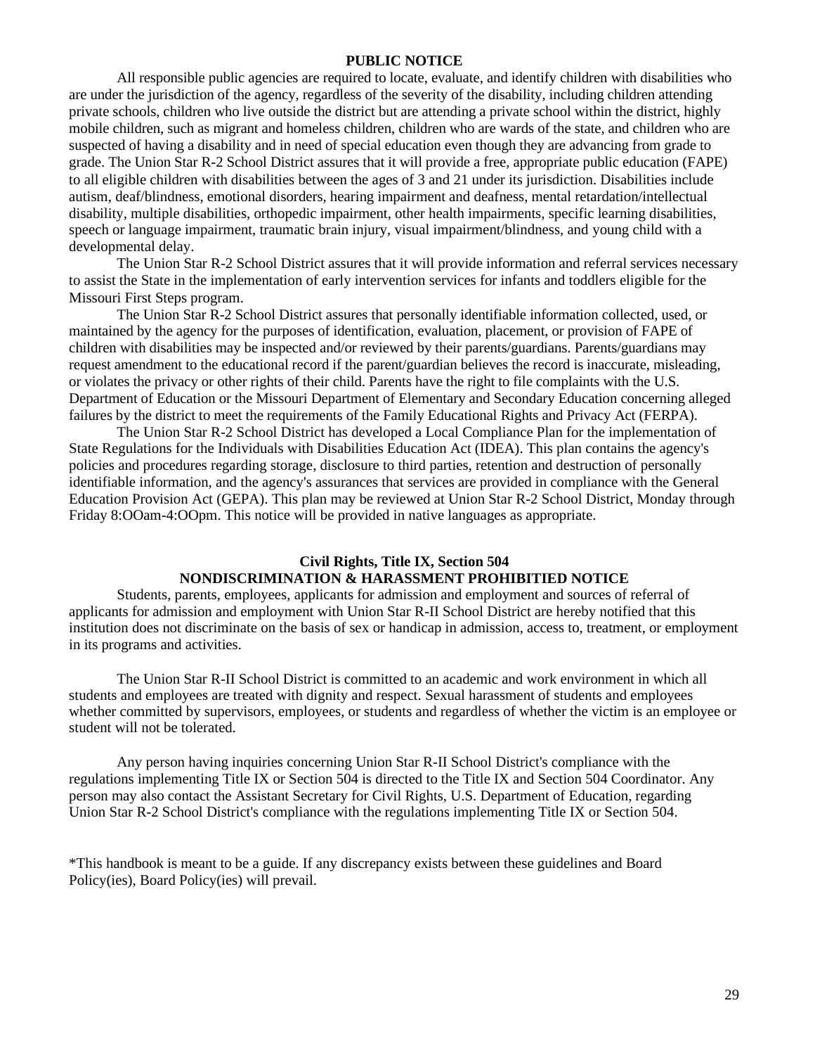## PUBLIC NOTICE

All responsible public agencies are required to locate, evaluate, and identify children with disabilities who are under the jurisdiction of the agency, regardless of the severity of the disability, including children attending private schools, children who live outside the district but are attending a private school within the district, highly mobile children, such as migrant and homeless children, children who are wards of the state, and children who are suspected of having a disability and in need of special education even though they are advancing from grade to grade. The Union Star R-2 School District assures that it will provide a free, appropriate public education (FAPE) to all eligible children with disabilities between the ages of 3 and 21 under its jurisdiction. Disabilities include autism, deaf/blindness, emotional disorders, hearing impairment and deafness, mental retardation/intellectual disability, multiple disabilities, orthopedic impairment, other health impairments, specific learning disabilities, speech or language impairment, traumatic brain injury, visual impairment/blindness, and young child with a developmental delay.

The Union Star R-2 School District assures that it will provide information and referral services necessary to assist the State in the implementation of early intervention services for infants and toddlers eligible for the Missouri First Steps program.

The Union Star R-2 School District assures that personally identifiable information collected, used, or maintained by the agency for the purposes of identification, evaluation, placement, or provision of FAPE of children with disabilities may be inspected and/or reviewed by their parents/guardians. Parents/guardians may request amendment to the educational record if the parent/guardian believes the record is inaccurate, misleading, or violates the privacy or other rights of their child. Parents have the right to file complaints with the U.S. Department of Education or the Missouri Department of Elementary and Secondary Education concerning alleged failures by the district to meet the requirements of the Family Educational Rights and Privacy Act (FERPA).

The Union Star R-2 School District has developed a Local Compliance Plan for the implementation of State Regulations for the Individuals with Disabilities Education Act (IDEA). This plan contains the agency's policies and procedures regarding storage, disclosure to third parties, retention and destruction of personally identifiable information, and the agency's assurances that services are provided in compliance with the General Education Provision Act (GEPA). This plan may be reviewed at Union Star R-2 School District, Monday through Friday 8:OOam-4:OOpm. This notice will be provided in native languages as appropriate.

## Civil Rights, Title IX, Section 504
## NONDISCRIMINATION & HARASSMENT PROHIBITIED NOTICE

Students, parents, employees, applicants for admission and employment and sources of referral of applicants for admission and employment with Union Star R-II School District are hereby notified that this institution does not discriminate on the basis of sex or handicap in admission, access to, treatment, or employment in its programs and activities.

The Union Star R-II School District is committed to an academic and work environment in which all students and employees are treated with dignity and respect. Sexual harassment of students and employees whether committed by supervisors, employees, or students and regardless of whether the victim is an employee or student will not be tolerated.

Any person having inquiries concerning Union Star R-II School District's compliance with the regulations implementing Title IX or Section 504 is directed to the Title IX and Section 504 Coordinator. Any person may also contact the Assistant Secretary for Civil Rights, U.S. Department of Education, regarding Union Star R-2 School District's compliance with the regulations implementing Title IX or Section 504.

*This handbook is meant to be a guide. If any discrepancy exists between these guidelines and Board Policy(ies), Board Policy(ies) will prevail.